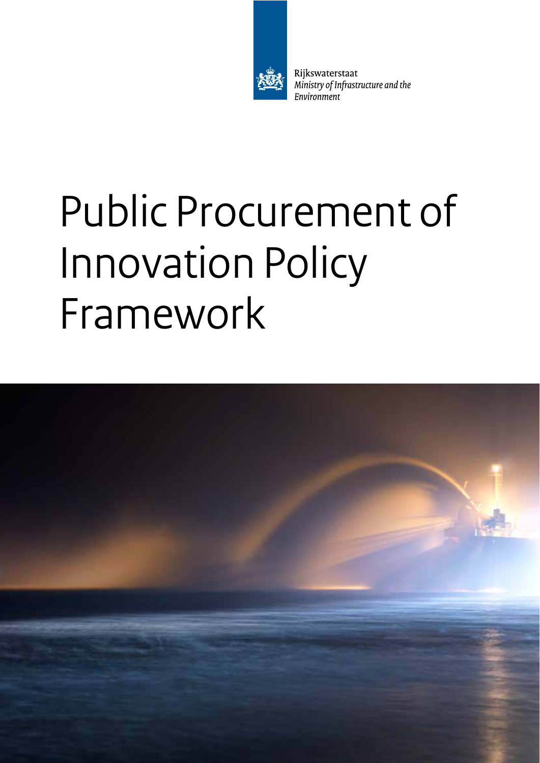Rijkswaterstaat
*Ministry of Infrastructure and the Environment*

# Public Procurement of Innovation Policy Framework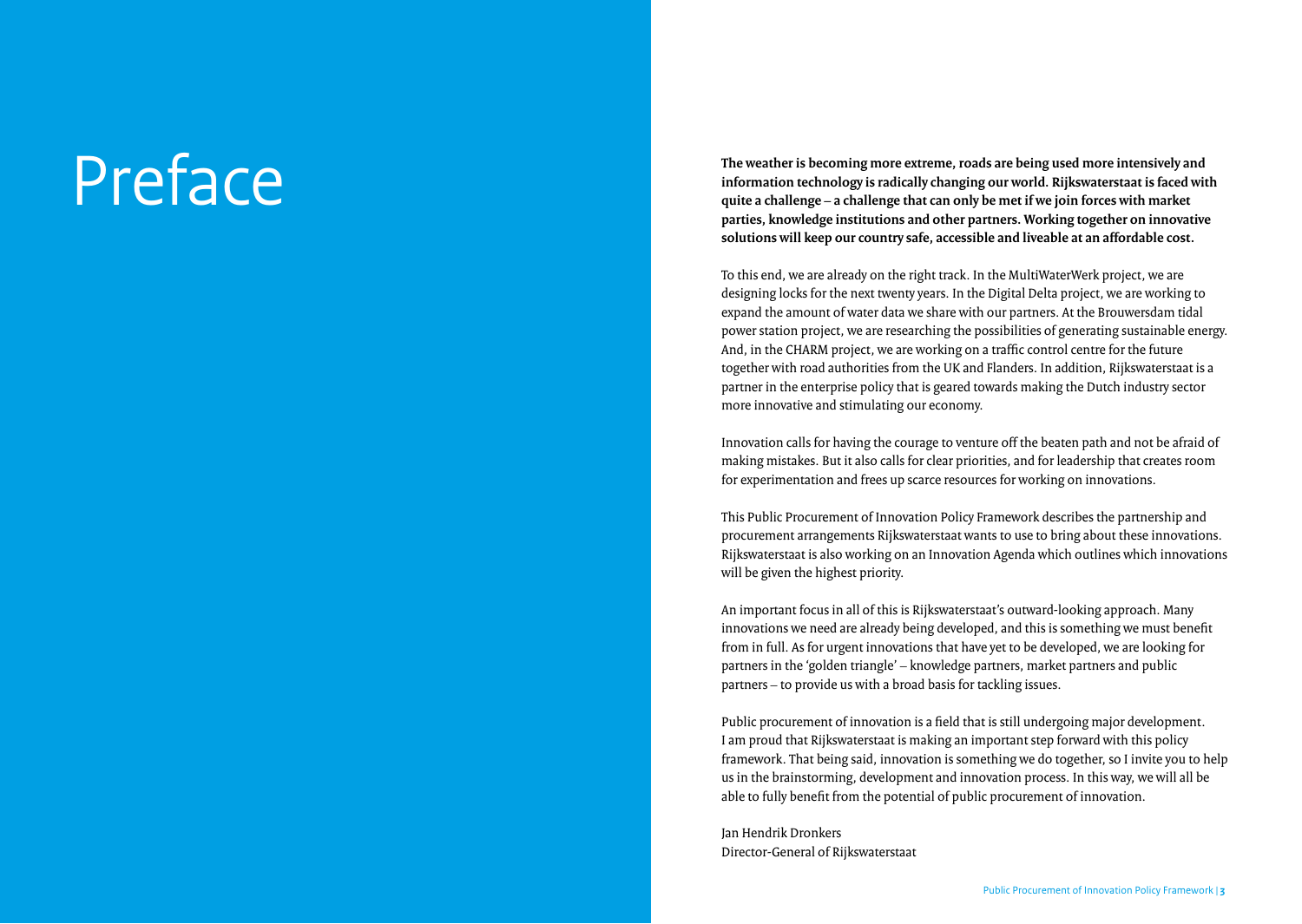# Preface

**The weather is becoming more extreme, roads are being used more intensively and information technology is radically changing our world. Rijkswaterstaat is faced with quite a challenge – a challenge that can only be met if we join forces with market parties, knowledge institutions and other partners. Working together on innovative solutions will keep our country safe, accessible and liveable at an affordable cost.**

To this end, we are already on the right track. In the MultiWaterWerk project, we are designing locks for the next twenty years. In the Digital Delta project, we are working to expand the amount of water data we share with our partners. At the Brouwersdam tidal power station project, we are researching the possibilities of generating sustainable energy. And, in the CHARM project, we are working on a traffic control centre for the future together with road authorities from the UK and Flanders. In addition, Rijkswaterstaat is a partner in the enterprise policy that is geared towards making the Dutch industry sector more innovative and stimulating our economy.

Innovation calls for having the courage to venture off the beaten path and not be afraid of making mistakes. But it also calls for clear priorities, and for leadership that creates room for experimentation and frees up scarce resources for working on innovations.

This Public Procurement of Innovation Policy Framework describes the partnership and procurement arrangements Rijkswaterstaat wants to use to bring about these innovations. Rijkswaterstaat is also working on an Innovation Agenda which outlines which innovations will be given the highest priority.

An important focus in all of this is Rijkswaterstaat's outward-looking approach. Many innovations we need are already being developed, and this is something we must benefit from in full. As for urgent innovations that have yet to be developed, we are looking for partners in the 'golden triangle' – knowledge partners, market partners and public partners – to provide us with a broad basis for tackling issues.

Public procurement of innovation is a field that is still undergoing major development. I am proud that Rijkswaterstaat is making an important step forward with this policy framework. That being said, innovation is something we do together, so I invite you to help us in the brainstorming, development and innovation process. In this way, we will all be able to fully benefit from the potential of public procurement of innovation.

Jan Hendrik Dronkers
Director-General of Rijkswaterstaat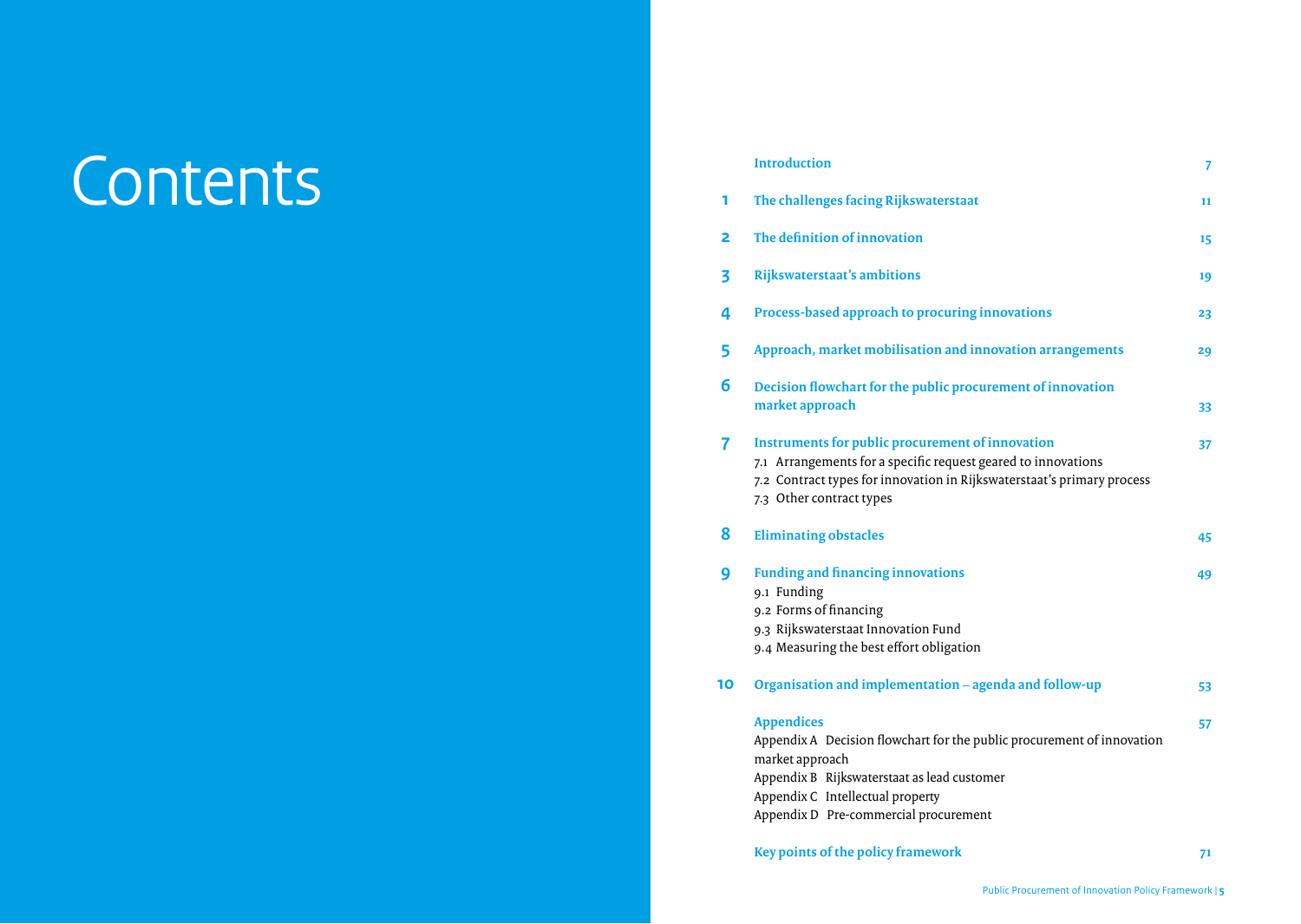# Contents

| | | |
|---|---|---|
| | **Introduction** | 7 |
| 1 | **The challenges facing Rijkswaterstaat** | 11 |
| 2 | **The definition of innovation** | 15 |
| 3 | **Rijkswaterstaat's ambitions** | 19 |
| 4 | **Process-based approach to procuring innovations** | 23 |
| 5 | **Approach, market mobilisation and innovation arrangements** | 29 |
| 6 | **Decision flowchart for the public procurement of innovation market approach** | 33 |
| 7 | **Instruments for public procurement of innovation** | 37 |
| | 7.1 Arrangements for a specific request geared to innovations | |
| | 7.2 Contract types for innovation in Rijkswaterstaat's primary process | |
| | 7.3 Other contract types | |
| 8 | **Eliminating obstacles** | 45 |
| 9 | **Funding and financing innovations** | 49 |
| | 9.1 Funding | |
| | 9.2 Forms of financing | |
| | 9.3 Rijkswaterstaat Innovation Fund | |
| | 9.4 Measuring the best effort obligation | |
| 10 | **Organisation and implementation – agenda and follow-up** | 53 |
| | **Appendices** | 57 |
| | Appendix A Decision flowchart for the public procurement of innovation market approach | |
| | Appendix B Rijkswaterstaat as lead customer | |
| | Appendix C Intellectual property | |
| | Appendix D Pre-commercial procurement | |
| | **Key points of the policy framework** | 71 |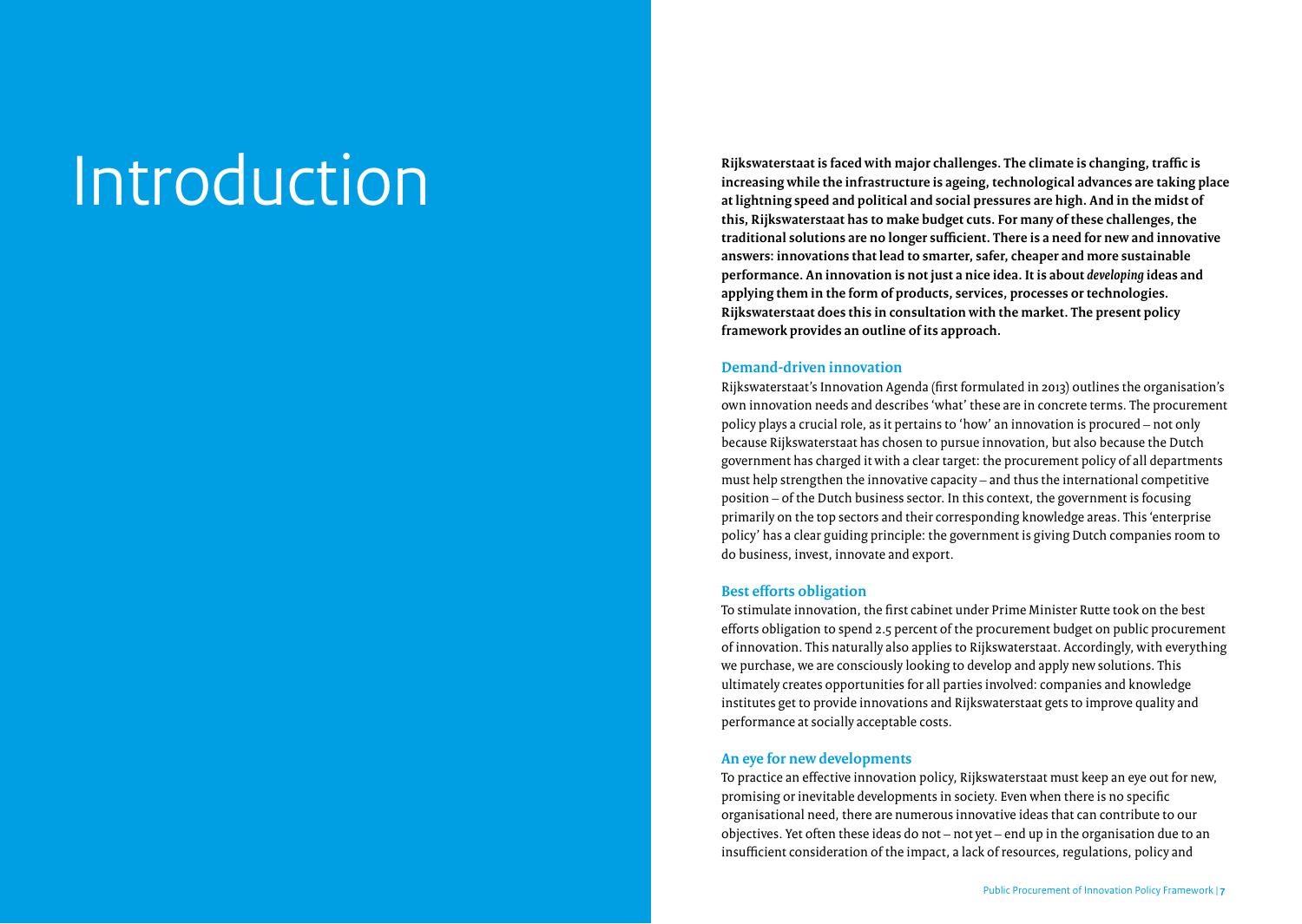# Introduction

**Rijkswaterstaat is faced with major challenges. The climate is changing, traffic is increasing while the infrastructure is ageing, technological advances are taking place at lightning speed and political and social pressures are high. And in the midst of this, Rijkswaterstaat has to make budget cuts. For many of these challenges, the traditional solutions are no longer sufficient. There is a need for new and innovative answers: innovations that lead to smarter, safer, cheaper and more sustainable performance. An innovation is not just a nice idea. It is about *developing* ideas and applying them in the form of products, services, processes or technologies. Rijkswaterstaat does this in consultation with the market. The present policy framework provides an outline of its approach.**

### Demand-driven innovation

Rijkswaterstaat's Innovation Agenda (first formulated in 2013) outlines the organisation's own innovation needs and describes 'what' these are in concrete terms. The procurement policy plays a crucial role, as it pertains to 'how' an innovation is procured – not only because Rijkswaterstaat has chosen to pursue innovation, but also because the Dutch government has charged it with a clear target: the procurement policy of all departments must help strengthen the innovative capacity – and thus the international competitive position – of the Dutch business sector. In this context, the government is focusing primarily on the top sectors and their corresponding knowledge areas. This 'enterprise policy' has a clear guiding principle: the government is giving Dutch companies room to do business, invest, innovate and export.

### Best efforts obligation

To stimulate innovation, the first cabinet under Prime Minister Rutte took on the best efforts obligation to spend 2.5 percent of the procurement budget on public procurement of innovation. This naturally also applies to Rijkswaterstaat. Accordingly, with everything we purchase, we are consciously looking to develop and apply new solutions. This ultimately creates opportunities for all parties involved: companies and knowledge institutes get to provide innovations and Rijkswaterstaat gets to improve quality and performance at socially acceptable costs.

### An eye for new developments

To practice an effective innovation policy, Rijkswaterstaat must keep an eye out for new, promising or inevitable developments in society. Even when there is no specific organisational need, there are numerous innovative ideas that can contribute to our objectives. Yet often these ideas do not – not yet – end up in the organisation due to an insufficient consideration of the impact, a lack of resources, regulations, policy and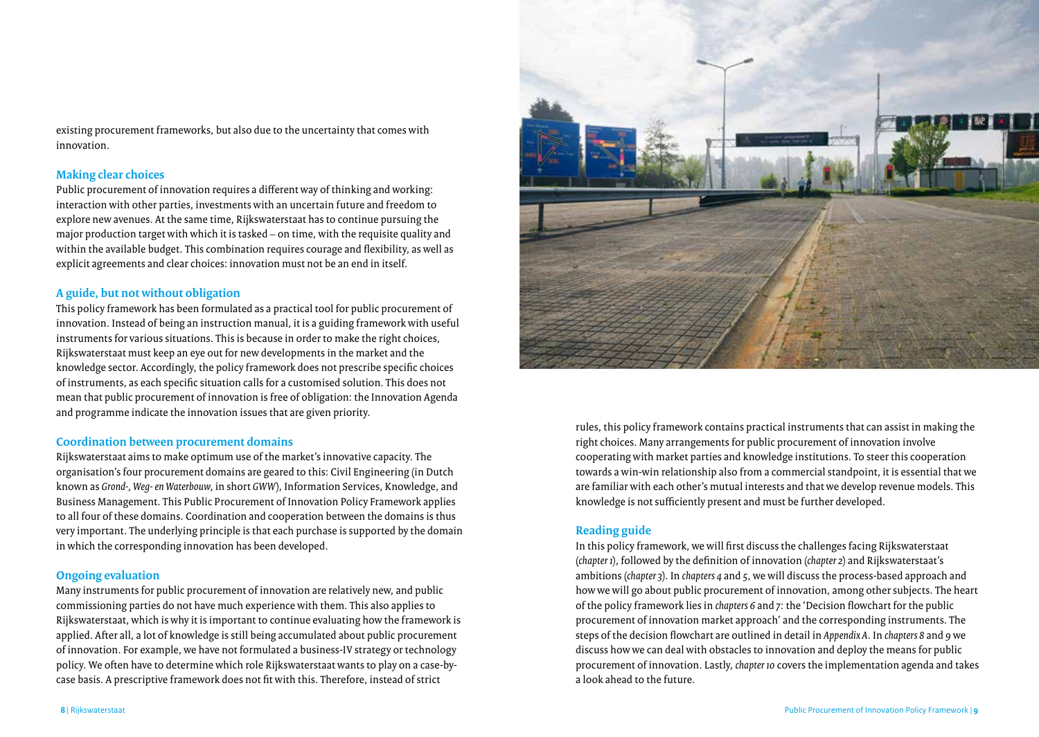existing procurement frameworks, but also due to the uncertainty that comes with innovation.

### Making clear choices

Public procurement of innovation requires a different way of thinking and working: interaction with other parties, investments with an uncertain future and freedom to explore new avenues. At the same time, Rijkswaterstaat has to continue pursuing the major production target with which it is tasked – on time, with the requisite quality and within the available budget. This combination requires courage and flexibility, as well as explicit agreements and clear choices: innovation must not be an end in itself.

### A guide, but not without obligation

This policy framework has been formulated as a practical tool for public procurement of innovation. Instead of being an instruction manual, it is a guiding framework with useful instruments for various situations. This is because in order to make the right choices, Rijkswaterstaat must keep an eye out for new developments in the market and the knowledge sector. Accordingly, the policy framework does not prescribe specific choices of instruments, as each specific situation calls for a customised solution. This does not mean that public procurement of innovation is free of obligation: the Innovation Agenda and programme indicate the innovation issues that are given priority.

### Coordination between procurement domains

Rijkswaterstaat aims to make optimum use of the market's innovative capacity. The organisation's four procurement domains are geared to this: Civil Engineering (in Dutch known as *Grond-, Weg- en Waterbouw*, in short *GWW*), Information Services, Knowledge, and Business Management. This Public Procurement of Innovation Policy Framework applies to all four of these domains. Coordination and cooperation between the domains is thus very important. The underlying principle is that each purchase is supported by the domain in which the corresponding innovation has been developed.

### Ongoing evaluation

Many instruments for public procurement of innovation are relatively new, and public commissioning parties do not have much experience with them. This also applies to Rijkswaterstaat, which is why it is important to continue evaluating how the framework is applied. After all, a lot of knowledge is still being accumulated about public procurement of innovation. For example, we have not formulated a business-IV strategy or technology policy. We often have to determine which role Rijkswaterstaat wants to play on a case-by-case basis. A prescriptive framework does not fit with this. Therefore, instead of strict rules, this policy framework contains practical instruments that can assist in making the right choices. Many arrangements for public procurement of innovation involve cooperating with market parties and knowledge institutions. To steer this cooperation towards a win-win relationship also from a commercial standpoint, it is essential that we are familiar with each other's mutual interests and that we develop revenue models. This knowledge is not sufficiently present and must be further developed.

### Reading guide

In this policy framework, we will first discuss the challenges facing Rijkswaterstaat (*chapter 1*), followed by the definition of innovation (*chapter 2*) and Rijkswaterstaat's ambitions (*chapter 3*). In *chapters 4* and *5*, we will discuss the process-based approach and how we will go about public procurement of innovation, among other subjects. The heart of the policy framework lies in *chapters 6* and *7*: the 'Decision flowchart for the public procurement of innovation market approach' and the corresponding instruments. The steps of the decision flowchart are outlined in detail in *Appendix A*. In *chapters 8* and *9* we discuss how we can deal with obstacles to innovation and deploy the means for public procurement of innovation. Lastly, *chapter 10* covers the implementation agenda and takes a look ahead to the future.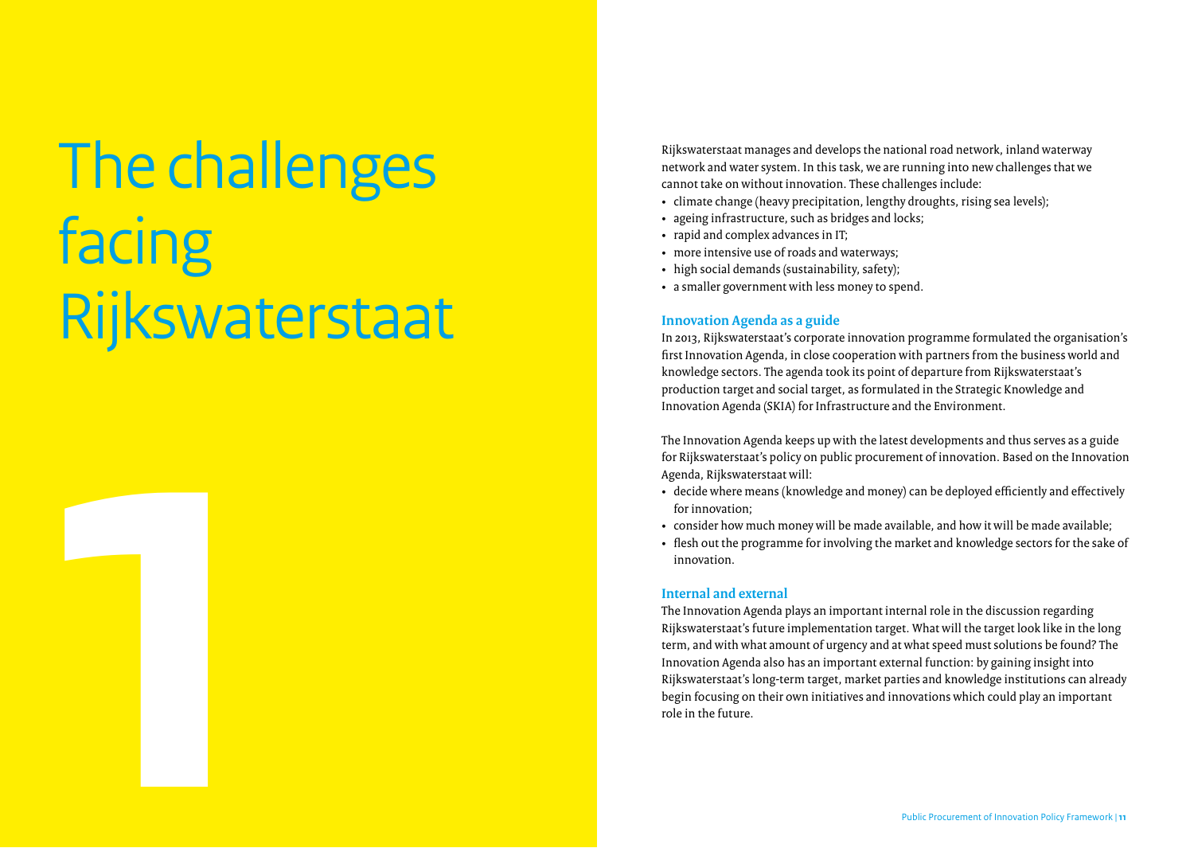# 1 The challenges facing Rijkswaterstaat

Rijkswaterstaat manages and develops the national road network, inland waterway network and water system. In this task, we are running into new challenges that we cannot take on without innovation. These challenges include:

- climate change (heavy precipitation, lengthy droughts, rising sea levels);
- ageing infrastructure, such as bridges and locks;
- rapid and complex advances in IT;
- more intensive use of roads and waterways;
- high social demands (sustainability, safety);
- a smaller government with less money to spend.

## Innovation Agenda as a guide

In 2013, Rijkswaterstaat's corporate innovation programme formulated the organisation's first Innovation Agenda, in close cooperation with partners from the business world and knowledge sectors. The agenda took its point of departure from Rijkswaterstaat's production target and social target, as formulated in the Strategic Knowledge and Innovation Agenda (SKIA) for Infrastructure and the Environment.

The Innovation Agenda keeps up with the latest developments and thus serves as a guide for Rijkswaterstaat's policy on public procurement of innovation. Based on the Innovation Agenda, Rijkswaterstaat will:

- decide where means (knowledge and money) can be deployed efficiently and effectively for innovation;
- consider how much money will be made available, and how it will be made available;
- flesh out the programme for involving the market and knowledge sectors for the sake of innovation.

## Internal and external

The Innovation Agenda plays an important internal role in the discussion regarding Rijkswaterstaat's future implementation target. What will the target look like in the long term, and with what amount of urgency and at what speed must solutions be found? The Innovation Agenda also has an important external function: by gaining insight into Rijkswaterstaat's long-term target, market parties and knowledge institutions can already begin focusing on their own initiatives and innovations which could play an important role in the future.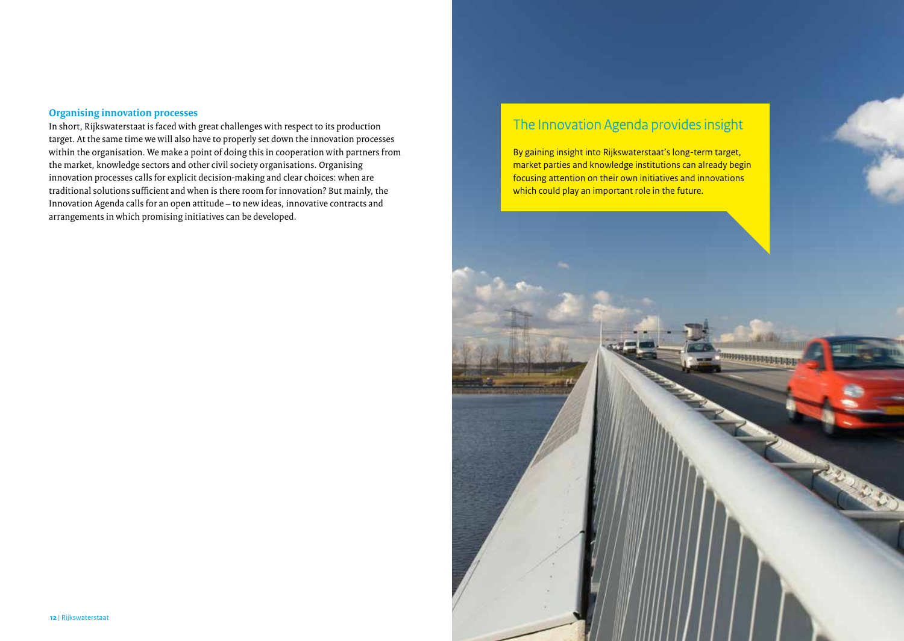## Organising innovation processes

In short, Rijkswaterstaat is faced with great challenges with respect to its production target. At the same time we will also have to properly set down the innovation processes within the organisation. We make a point of doing this in cooperation with partners from the market, knowledge sectors and other civil society organisations. Organising innovation processes calls for explicit decision-making and clear choices: when are traditional solutions sufficient and when is there room for innovation? But mainly, the Innovation Agenda calls for an open attitude – to new ideas, innovative contracts and arrangements in which promising initiatives can be developed.

## The Innovation Agenda provides insight

By gaining insight into Rijkswaterstaat's long-term target, market parties and knowledge institutions can already begin focusing attention on their own initiatives and innovations which could play an important role in the future.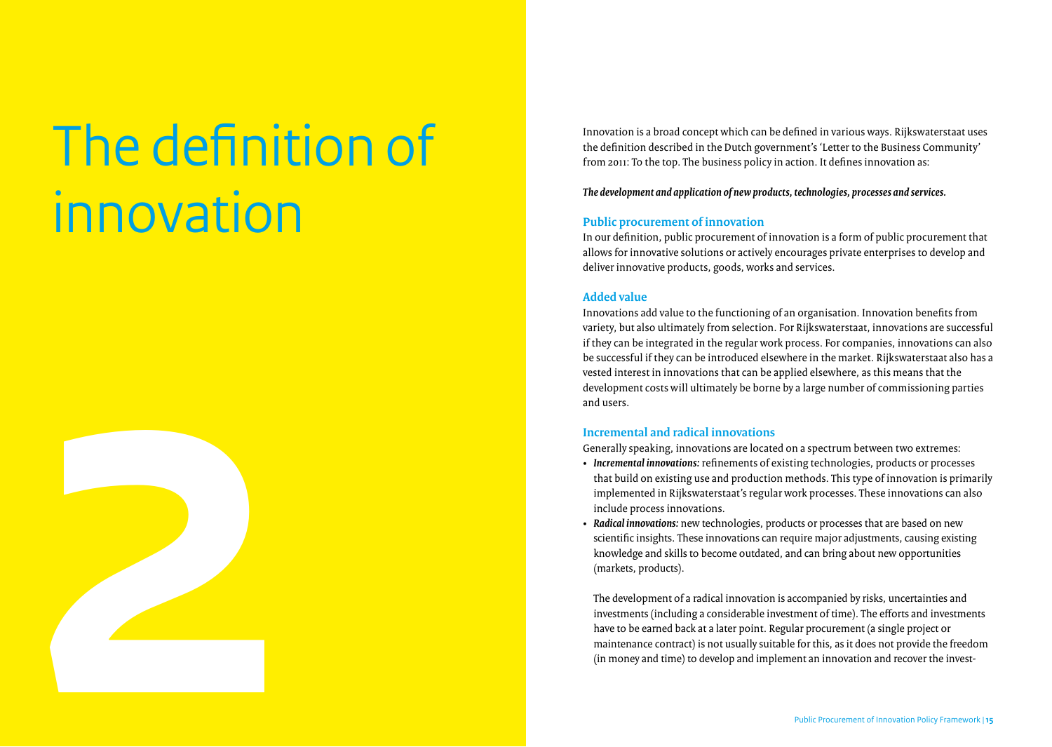# 2 The definition of innovation

Innovation is a broad concept which can be defined in various ways. Rijkswaterstaat uses the definition described in the Dutch government's 'Letter to the Business Community' from 2011: To the top. The business policy in action. It defines innovation as:

***The development and application of new products, technologies, processes and services.***

### Public procurement of innovation

In our definition, public procurement of innovation is a form of public procurement that allows for innovative solutions or actively encourages private enterprises to develop and deliver innovative products, goods, works and services.

### Added value

Innovations add value to the functioning of an organisation. Innovation benefits from variety, but also ultimately from selection. For Rijkswaterstaat, innovations are successful if they can be integrated in the regular work process. For companies, innovations can also be successful if they can be introduced elsewhere in the market. Rijkswaterstaat also has a vested interest in innovations that can be applied elsewhere, as this means that the development costs will ultimately be borne by a large number of commissioning parties and users.

### Incremental and radical innovations

Generally speaking, innovations are located on a spectrum between two extremes:

- ***Incremental innovations:*** refinements of existing technologies, products or processes that build on existing use and production methods. This type of innovation is primarily implemented in Rijkswaterstaat's regular work processes. These innovations can also include process innovations.
- ***Radical innovations:*** new technologies, products or processes that are based on new scientific insights. These innovations can require major adjustments, causing existing knowledge and skills to become outdated, and can bring about new opportunities (markets, products).

  The development of a radical innovation is accompanied by risks, uncertainties and investments (including a considerable investment of time). The efforts and investments have to be earned back at a later point. Regular procurement (a single project or maintenance contract) is not usually suitable for this, as it does not provide the freedom (in money and time) to develop and implement an innovation and recover the invest-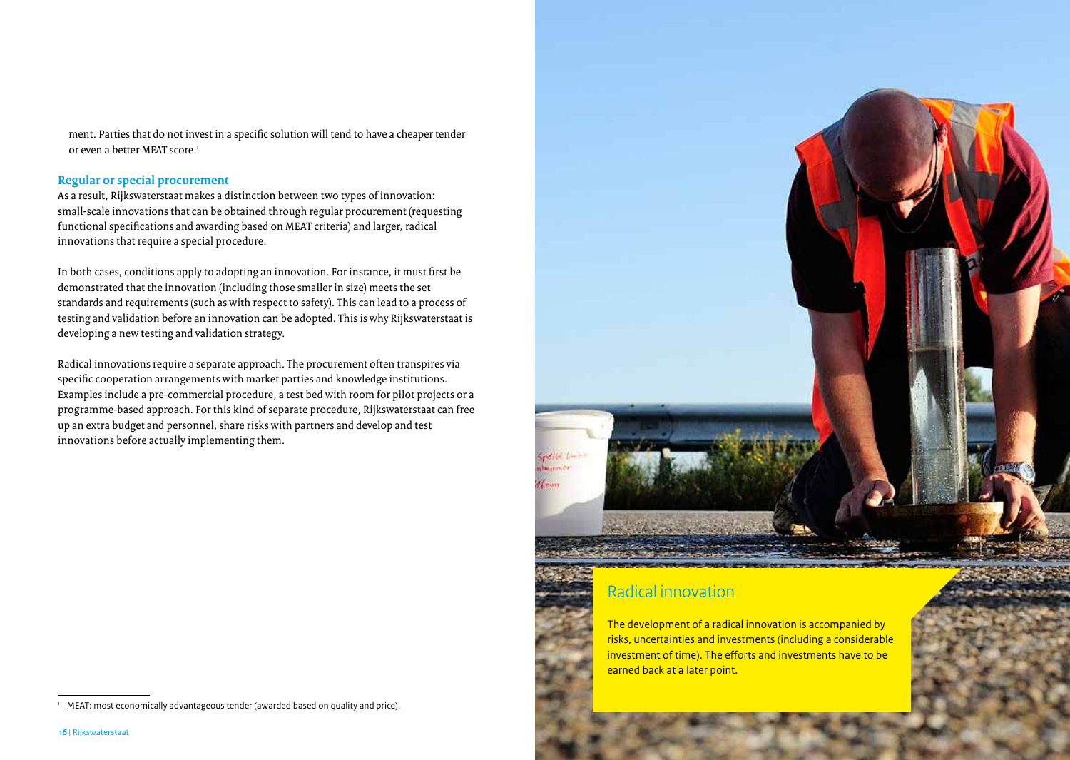ment. Parties that do not invest in a specific solution will tend to have a cheaper tender or even a better MEAT score.[1]

### Regular or special procurement

As a result, Rijkswaterstaat makes a distinction between two types of innovation: small-scale innovations that can be obtained through regular procurement (requesting functional specifications and awarding based on MEAT criteria) and larger, radical innovations that require a special procedure.

In both cases, conditions apply to adopting an innovation. For instance, it must first be demonstrated that the innovation (including those smaller in size) meets the set standards and requirements (such as with respect to safety). This can lead to a process of testing and validation before an innovation can be adopted. This is why Rijkswaterstaat is developing a new testing and validation strategy.

Radical innovations require a separate approach. The procurement often transpires via specific cooperation arrangements with market parties and knowledge institutions. Examples include a pre-commercial procedure, a test bed with room for pilot projects or a programme-based approach. For this kind of separate procedure, Rijkswaterstaat can free up an extra budget and personnel, share risks with partners and develop and test innovations before actually implementing them.

[1] MEAT: most economically advantageous tender (awarded based on quality and price).

## Radical innovation

The development of a radical innovation is accompanied by risks, uncertainties and investments (including a considerable investment of time). The efforts and investments have to be earned back at a later point.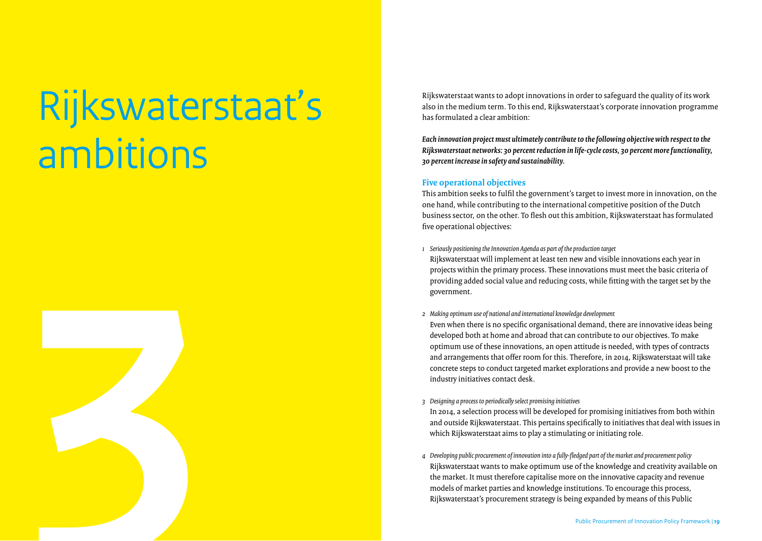# Rijkswaterstaat's ambitions

Rijkswaterstaat wants to adopt innovations in order to safeguard the quality of its work also in the medium term. To this end, Rijkswaterstaat's corporate innovation programme has formulated a clear ambition:

***Each innovation project must ultimately contribute to the following objective with respect to the Rijkswaterstaat networks: 30 percent reduction in life-cycle costs, 30 percent more functionality, 30 percent increase in safety and sustainability.***

## Five operational objectives

This ambition seeks to fulfil the government's target to invest more in innovation, on the one hand, while contributing to the international competitive position of the Dutch business sector, on the other. To flesh out this ambition, Rijkswaterstaat has formulated five operational objectives:

1. *Seriously positioning the Innovation Agenda as part of the production target*
   Rijkswaterstaat will implement at least ten new and visible innovations each year in projects within the primary process. These innovations must meet the basic criteria of providing added social value and reducing costs, while fitting with the target set by the government.

2. *Making optimum use of national and international knowledge development*
   Even when there is no specific organisational demand, there are innovative ideas being developed both at home and abroad that can contribute to our objectives. To make optimum use of these innovations, an open attitude is needed, with types of contracts and arrangements that offer room for this. Therefore, in 2014, Rijkswaterstaat will take concrete steps to conduct targeted market explorations and provide a new boost to the industry initiatives contact desk.

3. *Designing a process to periodically select promising initiatives*
   In 2014, a selection process will be developed for promising initiatives from both within and outside Rijkswaterstaat. This pertains specifically to initiatives that deal with issues in which Rijkswaterstaat aims to play a stimulating or initiating role.

4. *Developing public procurement of innovation into a fully-fledged part of the market and procurement policy*
   Rijkswaterstaat wants to make optimum use of the knowledge and creativity available on the market. It must therefore capitalise more on the innovative capacity and revenue models of market parties and knowledge institutions. To encourage this process, Rijkswaterstaat's procurement strategy is being expanded by means of this Public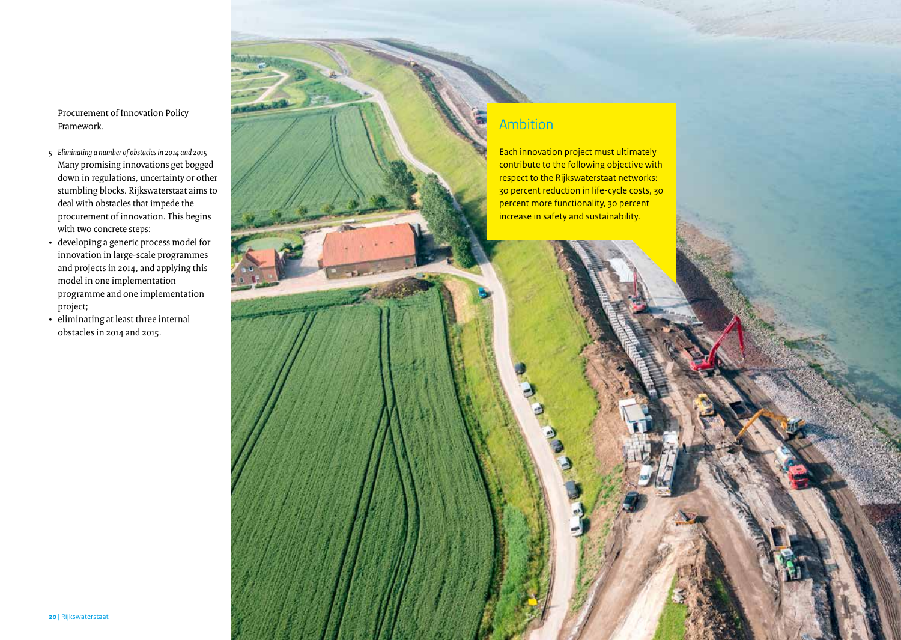Procurement of Innovation Policy Framework.

5 *Eliminating a number of obstacles in 2014 and 2015*
Many promising innovations get bogged down in regulations, uncertainty or other stumbling blocks. Rijkswaterstaat aims to deal with obstacles that impede the procurement of innovation. This begins with two concrete steps:

- developing a generic process model for innovation in large-scale programmes and projects in 2014, and applying this model in one implementation programme and one implementation project;
- eliminating at least three internal obstacles in 2014 and 2015.

## Ambition

Each innovation project must ultimately contribute to the following objective with respect to the Rijkswaterstaat networks: 30 percent reduction in life-cycle costs, 30 percent more functionality, 30 percent increase in safety and sustainability.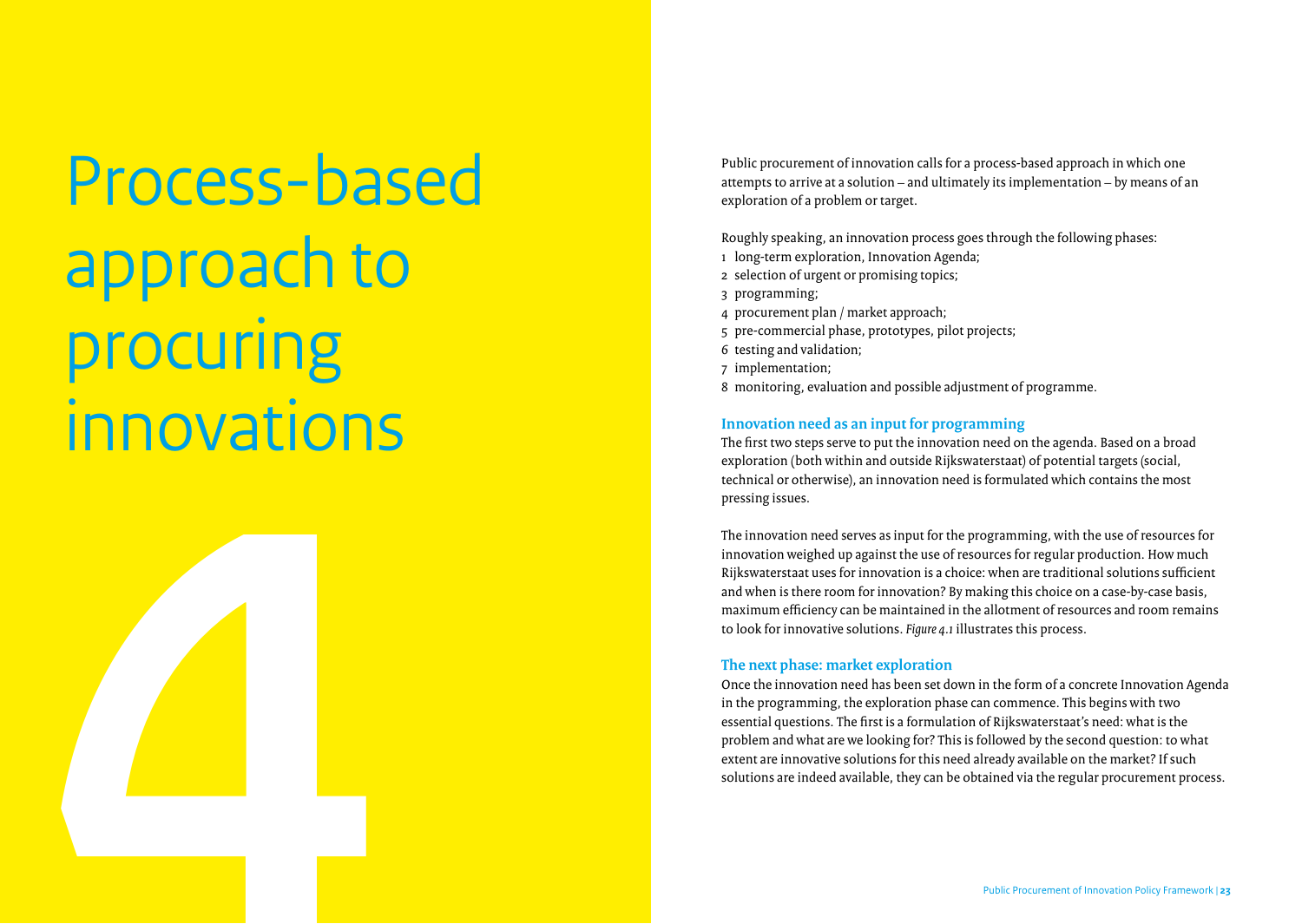# 4 Process-based approach to procuring innovations

Public procurement of innovation calls for a process-based approach in which one attempts to arrive at a solution – and ultimately its implementation – by means of an exploration of a problem or target.

Roughly speaking, an innovation process goes through the following phases:

1. long-term exploration, Innovation Agenda;
2. selection of urgent or promising topics;
3. programming;
4. procurement plan / market approach;
5. pre-commercial phase, prototypes, pilot projects;
6. testing and validation;
7. implementation;
8. monitoring, evaluation and possible adjustment of programme.

### Innovation need as an input for programming

The first two steps serve to put the innovation need on the agenda. Based on a broad exploration (both within and outside Rijkswaterstaat) of potential targets (social, technical or otherwise), an innovation need is formulated which contains the most pressing issues.

The innovation need serves as input for the programming, with the use of resources for innovation weighed up against the use of resources for regular production. How much Rijkswaterstaat uses for innovation is a choice: when are traditional solutions sufficient and when is there room for innovation? By making this choice on a case-by-case basis, maximum efficiency can be maintained in the allotment of resources and room remains to look for innovative solutions. *Figure 4.1* illustrates this process.

### The next phase: market exploration

Once the innovation need has been set down in the form of a concrete Innovation Agenda in the programming, the exploration phase can commence. This begins with two essential questions. The first is a formulation of Rijkswaterstaat's need: what is the problem and what are we looking for? This is followed by the second question: to what extent are innovative solutions for this need already available on the market? If such solutions are indeed available, they can be obtained via the regular procurement process.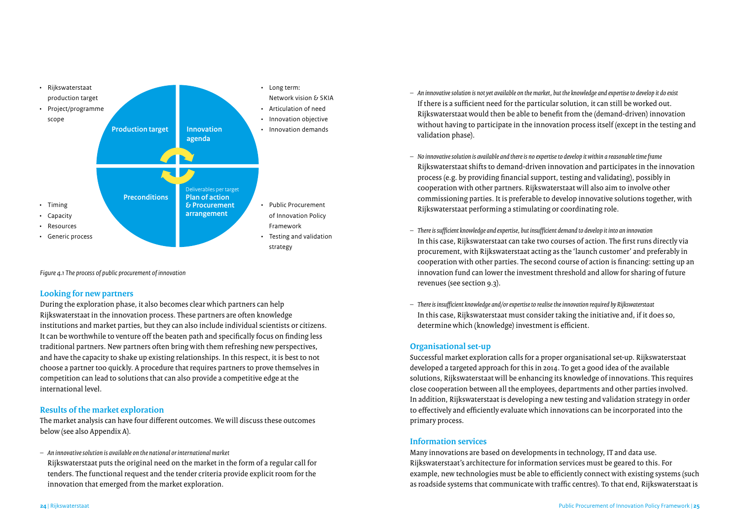- Rijkswaterstaat production target
- Project/programme scope

**Production target** | **Innovation agenda**

- Long term: Network vision & SKIA
- Articulation of need
- Innovation objective
- Innovation demands

**Preconditions** | Deliverables per target **Plan of action & Procurement arrangement**

- Timing
- Capacity
- Resources
- Generic process

- Public Procurement of Innovation Policy Framework
- Testing and validation strategy

*Figure 4.1 The process of public procurement of innovation*

### Looking for new partners

During the exploration phase, it also becomes clear which partners can help Rijkswaterstaat in the innovation process. These partners are often knowledge institutions and market parties, but they can also include individual scientists or citizens. It can be worthwhile to venture off the beaten path and specifically focus on finding less traditional partners. New partners often bring with them refreshing new perspectives, and have the capacity to shake up existing relationships. In this respect, it is best to not choose a partner too quickly. A procedure that requires partners to prove themselves in competition can lead to solutions that can also provide a competitive edge at the international level.

### Results of the market exploration

The market analysis can have four different outcomes. We will discuss these outcomes below (see also Appendix A).

– *An innovative solution is available on the national or international market*
 Rijkswaterstaat puts the original need on the market in the form of a regular call for tenders. The functional request and the tender criteria provide explicit room for the innovation that emerged from the market exploration.

– *An innovative solution is not yet available on the market, but the knowledge and expertise to develop it do exist*
 If there is a sufficient need for the particular solution, it can still be worked out. Rijkswaterstaat would then be able to benefit from the (demand-driven) innovation without having to participate in the innovation process itself (except in the testing and validation phase).

– *No innovative solution is available and there is no expertise to develop it within a reasonable time frame*
 Rijkswaterstaat shifts to demand-driven innovation and participates in the innovation process (e.g. by providing financial support, testing and validating), possibly in cooperation with other partners. Rijkswaterstaat will also aim to involve other commissioning parties. It is preferable to develop innovative solutions together, with Rijkswaterstaat performing a stimulating or coordinating role.

– *There is sufficient knowledge and expertise, but insufficient demand to develop it into an innovation*
 In this case, Rijkswaterstaat can take two courses of action. The first runs directly via procurement, with Rijkswaterstaat acting as the 'launch customer' and preferably in cooperation with other parties. The second course of action is financing: setting up an innovation fund can lower the investment threshold and allow for sharing of future revenues (see section 9.3).

– *There is insufficient knowledge and/or expertise to realise the innovation required by Rijkswaterstaat*
 In this case, Rijkswaterstaat must consider taking the initiative and, if it does so, determine which (knowledge) investment is efficient.

### Organisational set-up

Successful market exploration calls for a proper organisational set-up. Rijkswaterstaat developed a targeted approach for this in 2014. To get a good idea of the available solutions, Rijkswaterstaat will be enhancing its knowledge of innovations. This requires close cooperation between all the employees, departments and other parties involved. In addition, Rijkswaterstaat is developing a new testing and validation strategy in order to effectively and efficiently evaluate which innovations can be incorporated into the primary process.

### Information services

Many innovations are based on developments in technology, IT and data use. Rijkswaterstaat's architecture for information services must be geared to this. For example, new technologies must be able to efficiently connect with existing systems (such as roadside systems that communicate with traffic centres). To that end, Rijkswaterstaat is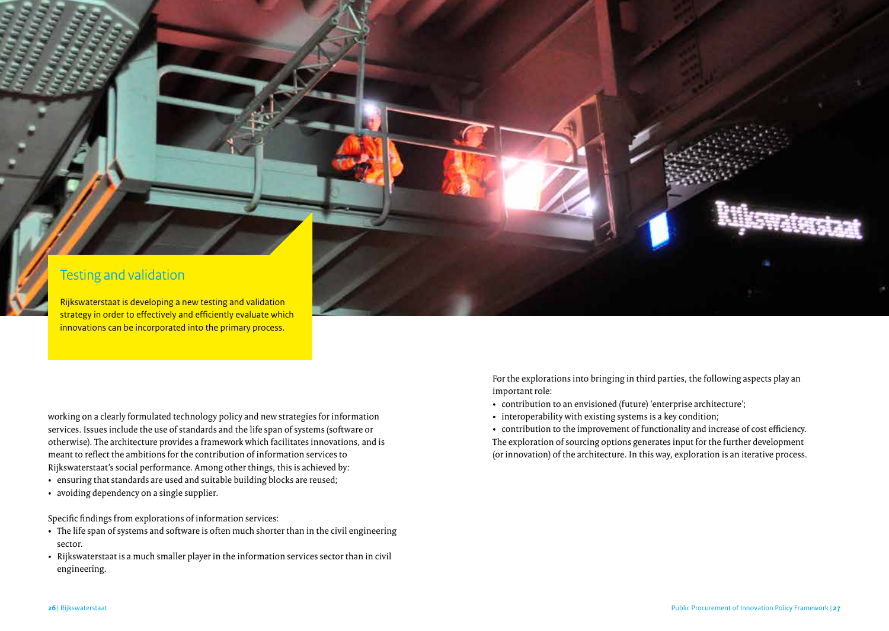## Testing and validation

Rijkswaterstaat is developing a new testing and validation strategy in order to effectively and efficiently evaluate which innovations can be incorporated into the primary process.

working on a clearly formulated technology policy and new strategies for information services. Issues include the use of standards and the life span of systems (software or otherwise). The architecture provides a framework which facilitates innovations, and is meant to reflect the ambitions for the contribution of information services to Rijkswaterstaat's social performance. Among other things, this is achieved by:

- ensuring that standards are used and suitable building blocks are reused;
- avoiding dependency on a single supplier.

Specific findings from explorations of information services:

- The life span of systems and software is often much shorter than in the civil engineering sector.
- Rijkswaterstaat is a much smaller player in the information services sector than in civil engineering.

For the explorations into bringing in third parties, the following aspects play an important role:

- contribution to an envisioned (future) 'enterprise architecture';
- interoperability with existing systems is a key condition;
- contribution to the improvement of functionality and increase of cost efficiency.

The exploration of sourcing options generates input for the further development (or innovation) of the architecture. In this way, exploration is an iterative process.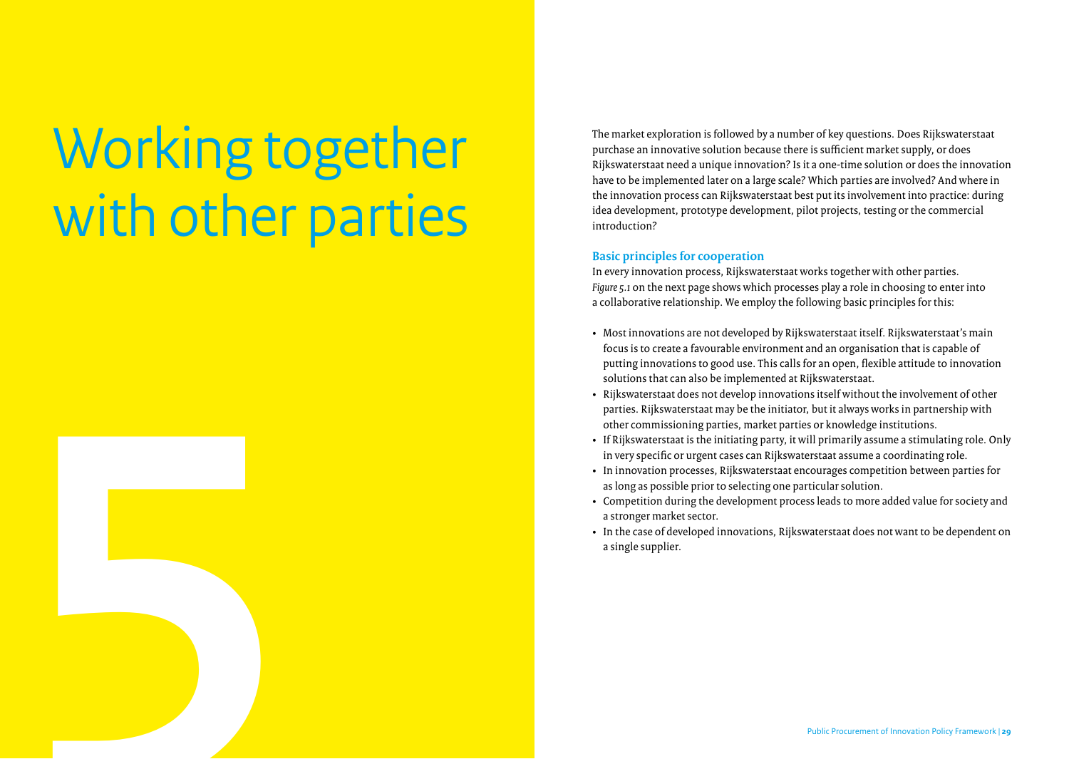# 5 Working together with other parties

The market exploration is followed by a number of key questions. Does Rijkswaterstaat purchase an innovative solution because there is sufficient market supply, or does Rijkswaterstaat need a unique innovation? Is it a one-time solution or does the innovation have to be implemented later on a large scale? Which parties are involved? And where in the innovation process can Rijkswaterstaat best put its involvement into practice: during idea development, prototype development, pilot projects, testing or the commercial introduction?

### Basic principles for cooperation

In every innovation process, Rijkswaterstaat works together with other parties. *Figure 5.1* on the next page shows which processes play a role in choosing to enter into a collaborative relationship. We employ the following basic principles for this:

- Most innovations are not developed by Rijkswaterstaat itself. Rijkswaterstaat's main focus is to create a favourable environment and an organisation that is capable of putting innovations to good use. This calls for an open, flexible attitude to innovation solutions that can also be implemented at Rijkswaterstaat.
- Rijkswaterstaat does not develop innovations itself without the involvement of other parties. Rijkswaterstaat may be the initiator, but it always works in partnership with other commissioning parties, market parties or knowledge institutions.
- If Rijkswaterstaat is the initiating party, it will primarily assume a stimulating role. Only in very specific or urgent cases can Rijkswaterstaat assume a coordinating role.
- In innovation processes, Rijkswaterstaat encourages competition between parties for as long as possible prior to selecting one particular solution.
- Competition during the development process leads to more added value for society and a stronger market sector.
- In the case of developed innovations, Rijkswaterstaat does not want to be dependent on a single supplier.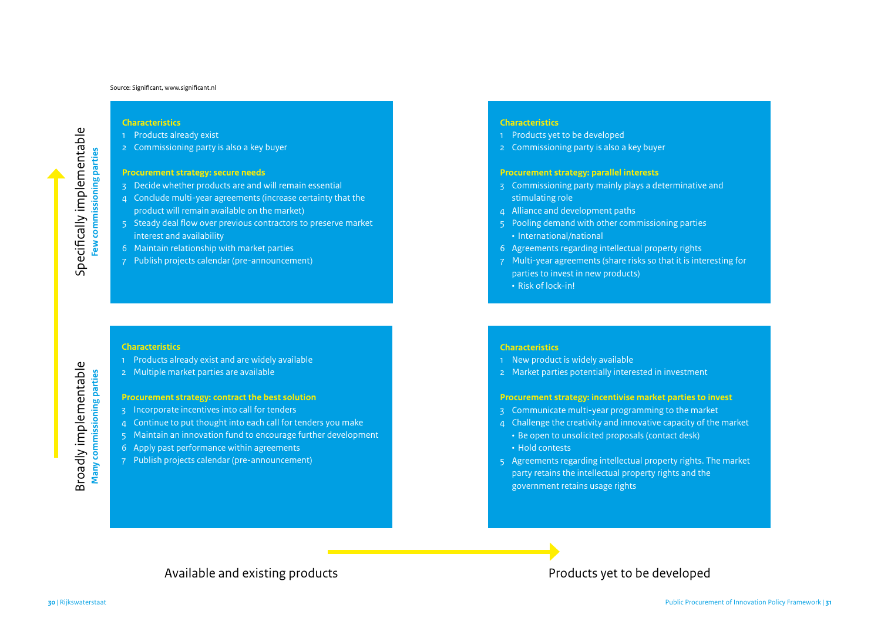Source: Significant, www.significant.nl

## Specifically implementable – Few commissioning parties / Available and existing products

**Characteristics**

1. Products already exist
2. Commissioning party is also a key buyer

**Procurement strategy: secure needs**

3. Decide whether products are and will remain essential
4. Conclude multi-year agreements (increase certainty that the product will remain available on the market)
5. Steady deal flow over previous contractors to preserve market interest and availability
6. Maintain relationship with market parties
7. Publish projects calendar (pre-announcement)

## Specifically implementable – Few commissioning parties / Products yet to be developed

**Characteristics**

1. Products yet to be developed
2. Commissioning party is also a key buyer

**Procurement strategy: parallel interests**

3. Commissioning party mainly plays a determinative and stimulating role
4. Alliance and development paths
5. Pooling demand with other commissioning parties
   - International/national
6. Agreements regarding intellectual property rights
7. Multi-year agreements (share risks so that it is interesting for parties to invest in new products)
   - Risk of lock-in!

## Broadly implementable – Many commissioning parties / Available and existing products

**Characteristics**

1. Products already exist and are widely available
2. Multiple market parties are available

**Procurement strategy: contract the best solution**

3. Incorporate incentives into call for tenders
4. Continue to put thought into each call for tenders you make
5. Maintain an innovation fund to encourage further development
6. Apply past performance within agreements
7. Publish projects calendar (pre-announcement)

## Broadly implementable – Many commissioning parties / Products yet to be developed

**Characteristics**

1. New product is widely available
2. Market parties potentially interested in investment

**Procurement strategy: incentivise market parties to invest**

3. Communicate multi-year programming to the market
4. Challenge the creativity and innovative capacity of the market
   - Be open to unsolicited proposals (contact desk)
   - Hold contests
5. Agreements regarding intellectual property rights. The market party retains the intellectual property rights and the government retains usage rights

Available and existing products → Products yet to be developed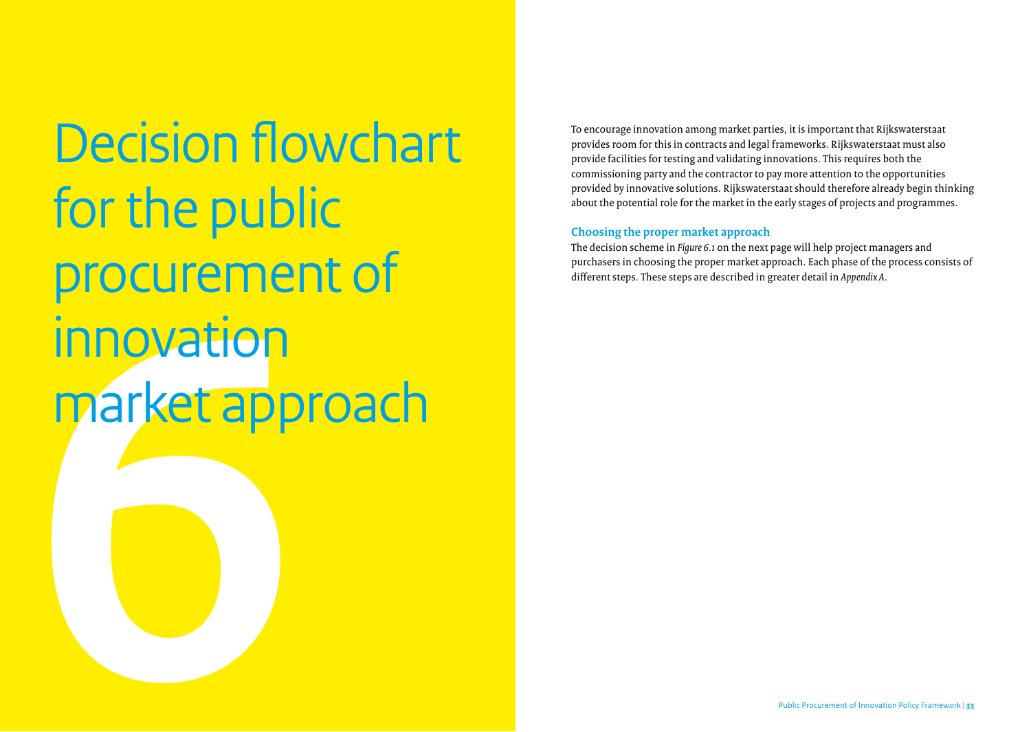# 6 Decision flowchart for the public procurement of innovation market approach

To encourage innovation among market parties, it is important that Rijkswaterstaat provides room for this in contracts and legal frameworks. Rijkswaterstaat must also provide facilities for testing and validating innovations. This requires both the commissioning party and the contractor to pay more attention to the opportunities provided by innovative solutions. Rijkswaterstaat should therefore already begin thinking about the potential role for the market in the early stages of projects and programmes.

### Choosing the proper market approach

The decision scheme in *Figure 6.1* on the next page will help project managers and purchasers in choosing the proper market approach. Each phase of the process consists of different steps. These steps are described in greater detail in *Appendix A*.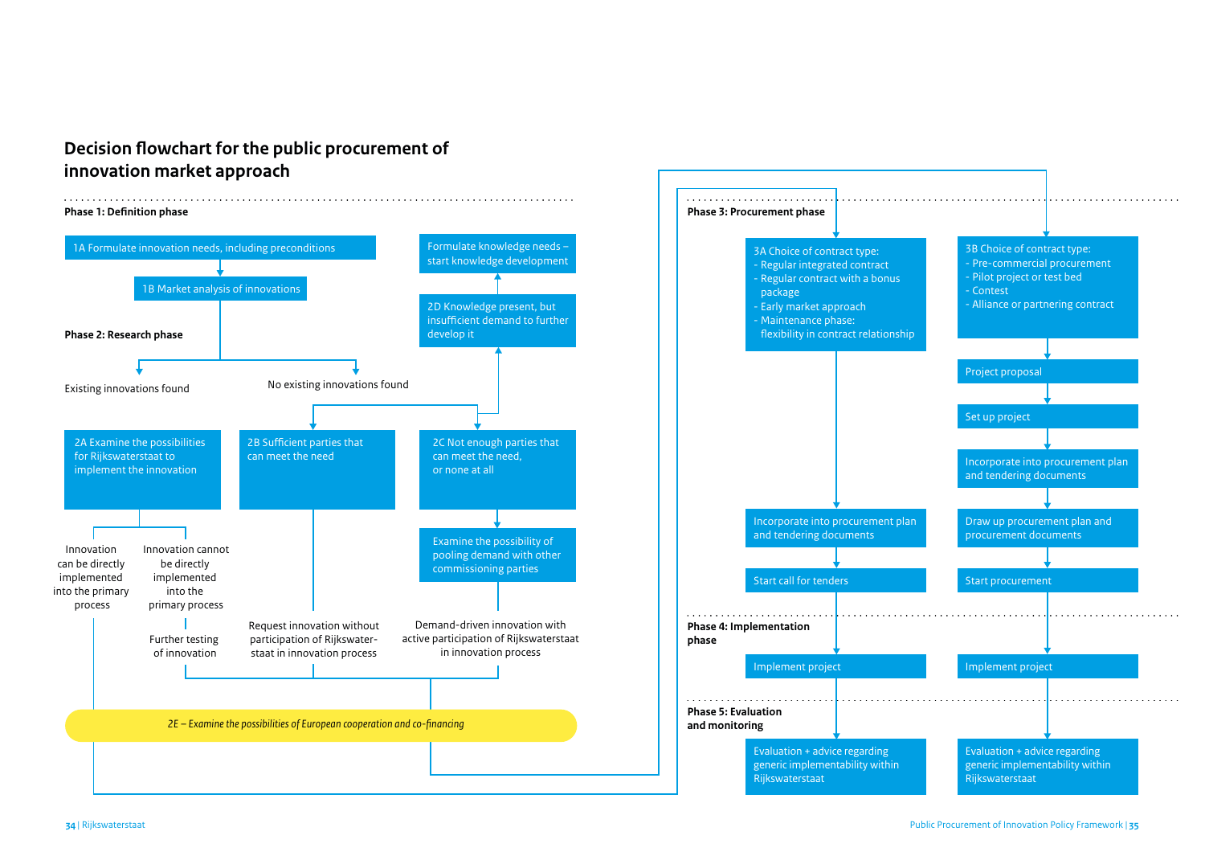## Decision flowchart for the public procurement of innovation market approach

### Phase 1: Definition phase

1A Formulate innovation needs, including preconditions

1B Market analysis of innovations

### Phase 2: Research phase

Existing innovations found

No existing innovations found

2A Examine the possibilities for Rijkswaterstaat to implement the innovation

- Innovation can be directly implemented into the primary process
- Innovation cannot be directly implemented into the primary process
  - Further testing of innovation

2B Sufficient parties that can meet the need

- Request innovation without participation of Rijkswaterstaat in innovation process

2C Not enough parties that can meet the need, or none at all

- Examine the possibility of pooling demand with other commissioning parties
  - Demand-driven innovation with active participation of Rijkswaterstaat in innovation process

2D Knowledge present, but insufficient demand to further develop it

- Formulate knowledge needs – start knowledge development

*2E – Examine the possibilities of European cooperation and co-financing*

### Phase 3: Procurement phase

3A Choice of contract type:
- Regular integrated contract
- Regular contract with a bonus package
- Early market approach
- Maintenance phase: flexibility in contract relationship

Incorporate into procurement plan and tendering documents

Start call for tenders

3B Choice of contract type:
- Pre-commercial procurement
- Pilot project or test bed
- Contest
- Alliance or partnering contract

Project proposal

Set up project

Incorporate into procurement plan and tendering documents

Draw up procurement plan and procurement documents

Start procurement

### Phase 4: Implementation phase

Implement project

Implement project

### Phase 5: Evaluation and monitoring

Evaluation + advice regarding generic implementability within Rijkswaterstaat

Evaluation + advice regarding generic implementability within Rijkswaterstaat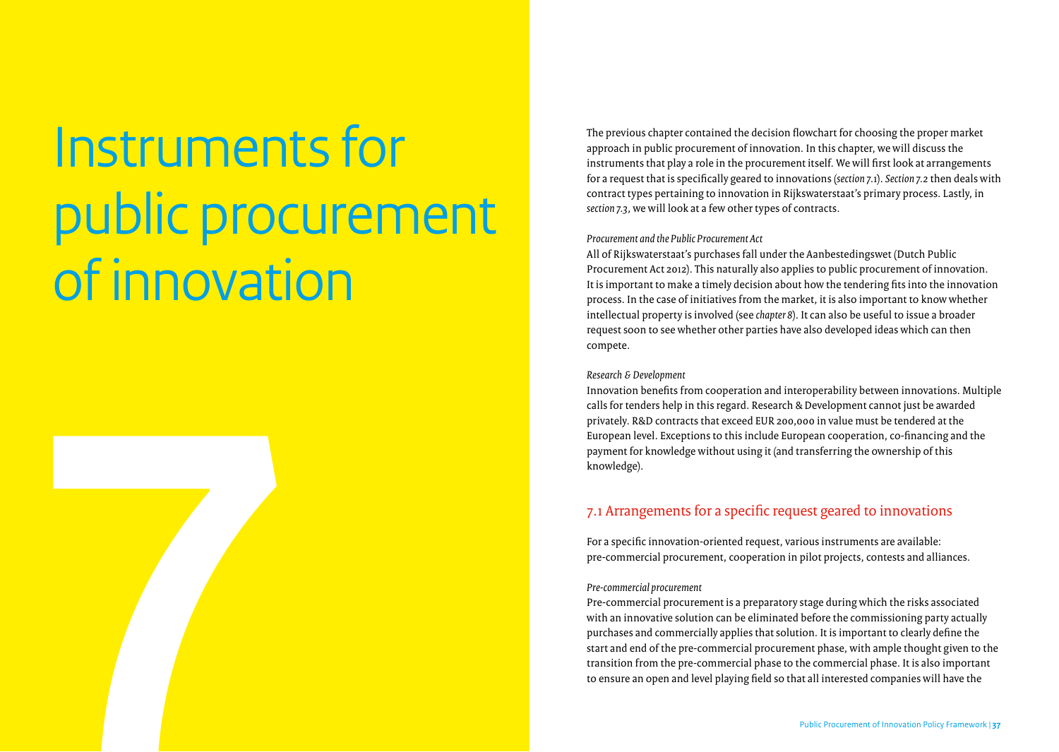# 7 Instruments for public procurement of innovation

The previous chapter contained the decision flowchart for choosing the proper market approach in public procurement of innovation. In this chapter, we will discuss the instruments that play a role in the procurement itself. We will first look at arrangements for a request that is specifically geared to innovations (*section 7.1*). *Section 7.2* then deals with contract types pertaining to innovation in Rijkswaterstaat's primary process. Lastly, in *section 7.3*, we will look at a few other types of contracts.

*Procurement and the Public Procurement Act*

All of Rijkswaterstaat's purchases fall under the Aanbestedingswet (Dutch Public Procurement Act 2012). This naturally also applies to public procurement of innovation. It is important to make a timely decision about how the tendering fits into the innovation process. In the case of initiatives from the market, it is also important to know whether intellectual property is involved (see *chapter 8*). It can also be useful to issue a broader request soon to see whether other parties have also developed ideas which can then compete.

*Research & Development*

Innovation benefits from cooperation and interoperability between innovations. Multiple calls for tenders help in this regard. Research & Development cannot just be awarded privately. R&D contracts that exceed EUR 200,000 in value must be tendered at the European level. Exceptions to this include European cooperation, co-financing and the payment for knowledge without using it (and transferring the ownership of this knowledge).

## 7.1 Arrangements for a specific request geared to innovations

For a specific innovation-oriented request, various instruments are available: pre-commercial procurement, cooperation in pilot projects, contests and alliances.

*Pre-commercial procurement*

Pre-commercial procurement is a preparatory stage during which the risks associated with an innovative solution can be eliminated before the commissioning party actually purchases and commercially applies that solution. It is important to clearly define the start and end of the pre-commercial procurement phase, with ample thought given to the transition from the pre-commercial phase to the commercial phase. It is also important to ensure an open and level playing field so that all interested companies will have the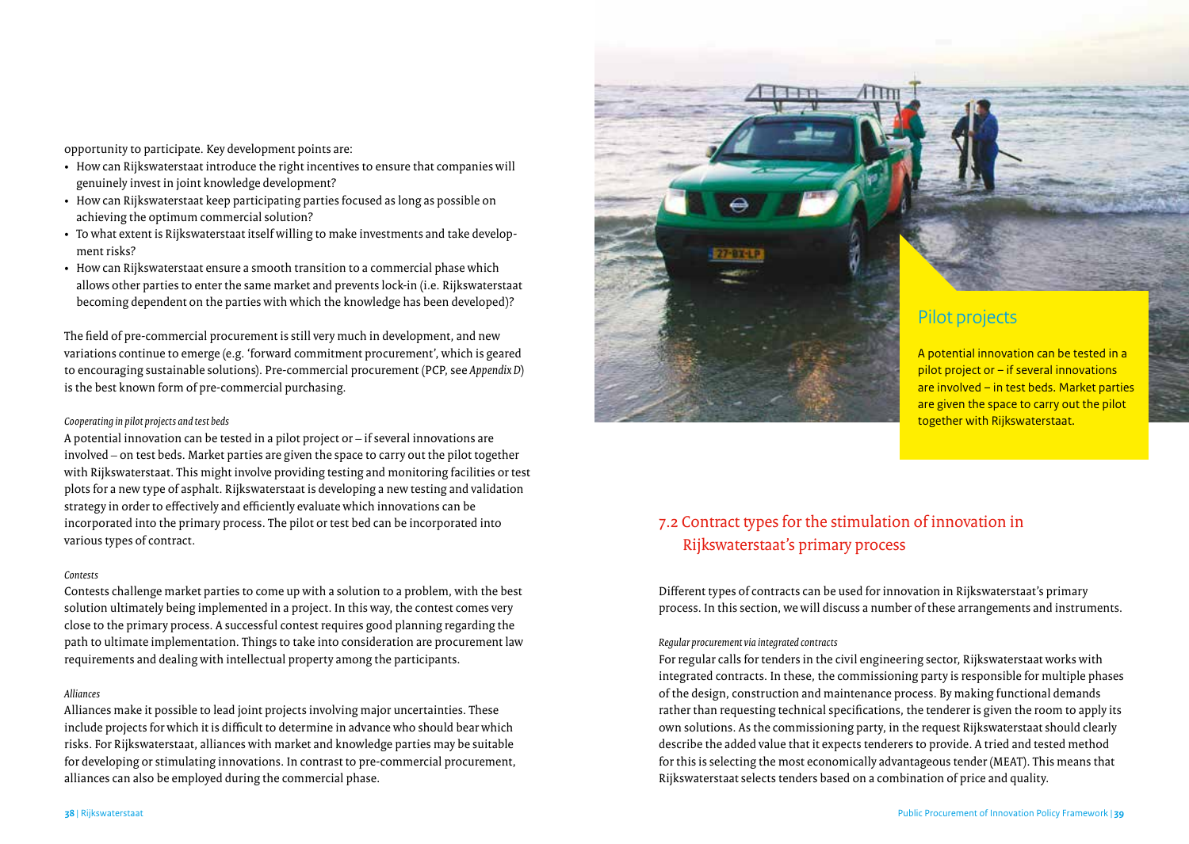opportunity to participate. Key development points are:

- How can Rijkswaterstaat introduce the right incentives to ensure that companies will genuinely invest in joint knowledge development?
- How can Rijkswaterstaat keep participating parties focused as long as possible on achieving the optimum commercial solution?
- To what extent is Rijkswaterstaat itself willing to make investments and take development risks?
- How can Rijkswaterstaat ensure a smooth transition to a commercial phase which allows other parties to enter the same market and prevents lock-in (i.e. Rijkswaterstaat becoming dependent on the parties with which the knowledge has been developed)?

The field of pre-commercial procurement is still very much in development, and new variations continue to emerge (e.g. 'forward commitment procurement', which is geared to encouraging sustainable solutions). Pre-commercial procurement (PCP, see *Appendix D*) is the best known form of pre-commercial purchasing.

*Cooperating in pilot projects and test beds*

A potential innovation can be tested in a pilot project or – if several innovations are involved – on test beds. Market parties are given the space to carry out the pilot together with Rijkswaterstaat. This might involve providing testing and monitoring facilities or test plots for a new type of asphalt. Rijkswaterstaat is developing a new testing and validation strategy in order to effectively and efficiently evaluate which innovations can be incorporated into the primary process. The pilot or test bed can be incorporated into various types of contract.

*Contests*

Contests challenge market parties to come up with a solution to a problem, with the best solution ultimately being implemented in a project. In this way, the contest comes very close to the primary process. A successful contest requires good planning regarding the path to ultimate implementation. Things to take into consideration are procurement law requirements and dealing with intellectual property among the participants.

*Alliances*

Alliances make it possible to lead joint projects involving major uncertainties. These include projects for which it is difficult to determine in advance who should bear which risks. For Rijkswaterstaat, alliances with market and knowledge parties may be suitable for developing or stimulating innovations. In contrast to pre-commercial procurement, alliances can also be employed during the commercial phase.

### Pilot projects

A potential innovation can be tested in a pilot project or – if several innovations are involved – in test beds. Market parties are given the space to carry out the pilot together with Rijkswaterstaat.

## 7.2 Contract types for the stimulation of innovation in Rijkswaterstaat's primary process

Different types of contracts can be used for innovation in Rijkswaterstaat's primary process. In this section, we will discuss a number of these arrangements and instruments.

*Regular procurement via integrated contracts*

For regular calls for tenders in the civil engineering sector, Rijkswaterstaat works with integrated contracts. In these, the commissioning party is responsible for multiple phases of the design, construction and maintenance process. By making functional demands rather than requesting technical specifications, the tenderer is given the room to apply its own solutions. As the commissioning party, in the request Rijkswaterstaat should clearly describe the added value that it expects tenderers to provide. A tried and tested method for this is selecting the most economically advantageous tender (MEAT). This means that Rijkswaterstaat selects tenders based on a combination of price and quality.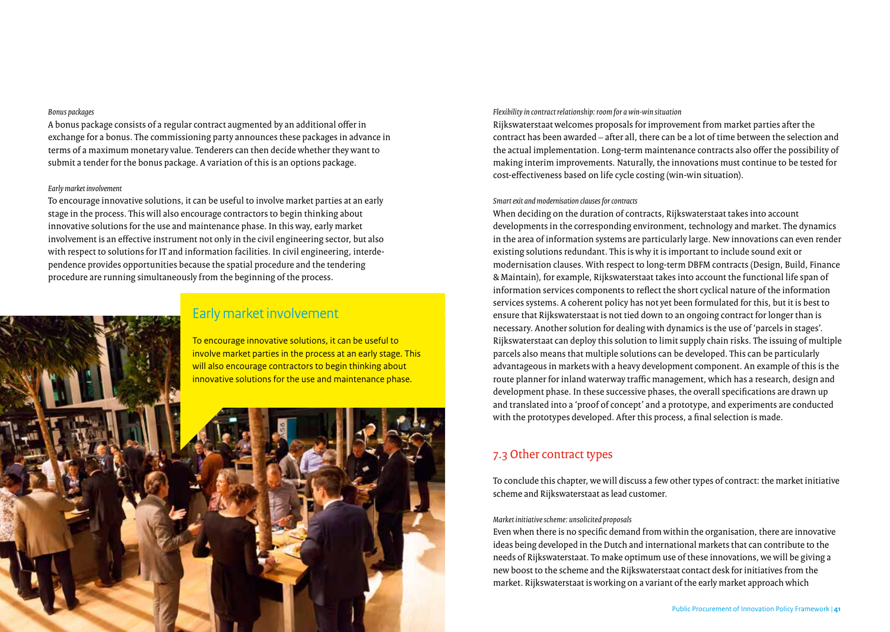*Bonus packages*

A bonus package consists of a regular contract augmented by an additional offer in exchange for a bonus. The commissioning party announces these packages in advance in terms of a maximum monetary value. Tenderers can then decide whether they want to submit a tender for the bonus package. A variation of this is an options package.

*Early market involvement*

To encourage innovative solutions, it can be useful to involve market parties at an early stage in the process. This will also encourage contractors to begin thinking about innovative solutions for the use and maintenance phase. In this way, early market involvement is an effective instrument not only in the civil engineering sector, but also with respect to solutions for IT and information facilities. In civil engineering, interdependence provides opportunities because the spatial procedure and the tendering procedure are running simultaneously from the beginning of the process.

## Early market involvement

To encourage innovative solutions, it can be useful to involve market parties in the process at an early stage. This will also encourage contractors to begin thinking about innovative solutions for the use and maintenance phase.

*Flexibility in contract relationship: room for a win-win situation*

Rijkswaterstaat welcomes proposals for improvement from market parties after the contract has been awarded – after all, there can be a lot of time between the selection and the actual implementation. Long-term maintenance contracts also offer the possibility of making interim improvements. Naturally, the innovations must continue to be tested for cost-effectiveness based on life cycle costing (win-win situation).

*Smart exit and modernisation clauses for contracts*

When deciding on the duration of contracts, Rijkswaterstaat takes into account developments in the corresponding environment, technology and market. The dynamics in the area of information systems are particularly large. New innovations can even render existing solutions redundant. This is why it is important to include sound exit or modernisation clauses. With respect to long-term DBFM contracts (Design, Build, Finance & Maintain), for example, Rijkswaterstaat takes into account the functional life span of information services components to reflect the short cyclical nature of the information services systems. A coherent policy has not yet been formulated for this, but it is best to ensure that Rijkswaterstaat is not tied down to an ongoing contract for longer than is necessary. Another solution for dealing with dynamics is the use of 'parcels in stages'. Rijkswaterstaat can deploy this solution to limit supply chain risks. The issuing of multiple parcels also means that multiple solutions can be developed. This can be particularly advantageous in markets with a heavy development component. An example of this is the route planner for inland waterway traffic management, which has a research, design and development phase. In these successive phases, the overall specifications are drawn up and translated into a 'proof of concept' and a prototype, and experiments are conducted with the prototypes developed. After this process, a final selection is made.

## 7.3 Other contract types

To conclude this chapter, we will discuss a few other types of contract: the market initiative scheme and Rijkswaterstaat as lead customer.

*Market initiative scheme: unsolicited proposals*

Even when there is no specific demand from within the organisation, there are innovative ideas being developed in the Dutch and international markets that can contribute to the needs of Rijkswaterstaat. To make optimum use of these innovations, we will be giving a new boost to the scheme and the Rijkswaterstaat contact desk for initiatives from the market. Rijkswaterstaat is working on a variant of the early market approach which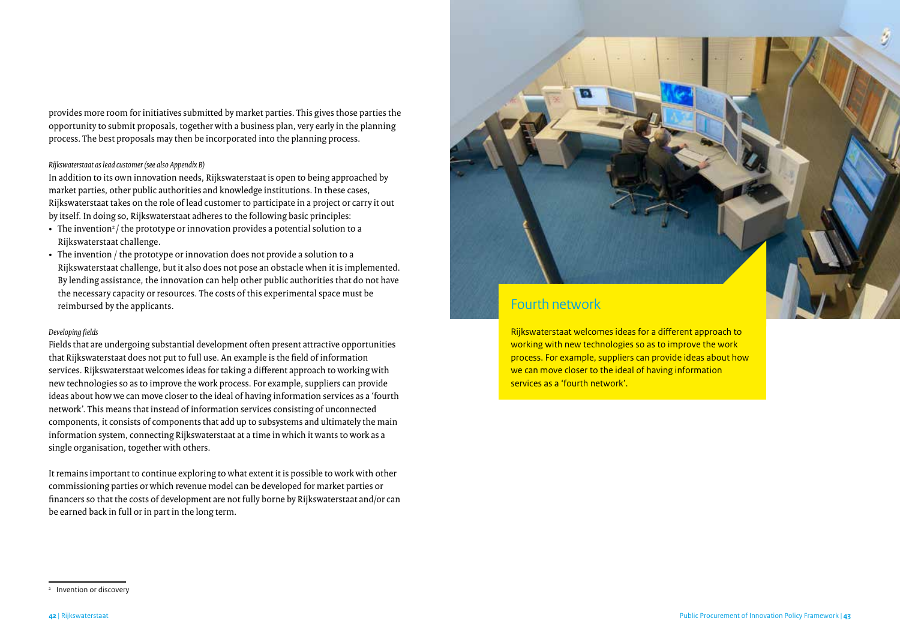provides more room for initiatives submitted by market parties. This gives those parties the opportunity to submit proposals, together with a business plan, very early in the planning process. The best proposals may then be incorporated into the planning process.

*Rijkswaterstaat as lead customer (see also Appendix B)*

In addition to its own innovation needs, Rijkswaterstaat is open to being approached by market parties, other public authorities and knowledge institutions. In these cases, Rijkswaterstaat takes on the role of lead customer to participate in a project or carry it out by itself. In doing so, Rijkswaterstaat adheres to the following basic principles:

- The invention[2] / the prototype or innovation provides a potential solution to a Rijkswaterstaat challenge.
- The invention / the prototype or innovation does not provide a solution to a Rijkswaterstaat challenge, but it also does not pose an obstacle when it is implemented. By lending assistance, the innovation can help other public authorities that do not have the necessary capacity or resources. The costs of this experimental space must be reimbursed by the applicants.

*Developing fields*

Fields that are undergoing substantial development often present attractive opportunities that Rijkswaterstaat does not put to full use. An example is the field of information services. Rijkswaterstaat welcomes ideas for taking a different approach to working with new technologies so as to improve the work process. For example, suppliers can provide ideas about how we can move closer to the ideal of having information services as a 'fourth network'. This means that instead of information services consisting of unconnected components, it consists of components that add up to subsystems and ultimately the main information system, connecting Rijkswaterstaat at a time in which it wants to work as a single organisation, together with others.

It remains important to continue exploring to what extent it is possible to work with other commissioning parties or which revenue model can be developed for market parties or financers so that the costs of development are not fully borne by Rijkswaterstaat and/or can be earned back in full or in part in the long term.

## Fourth network

Rijkswaterstaat welcomes ideas for a different approach to working with new technologies so as to improve the work process. For example, suppliers can provide ideas about how we can move closer to the ideal of having information services as a 'fourth network'.

[2] Invention or discovery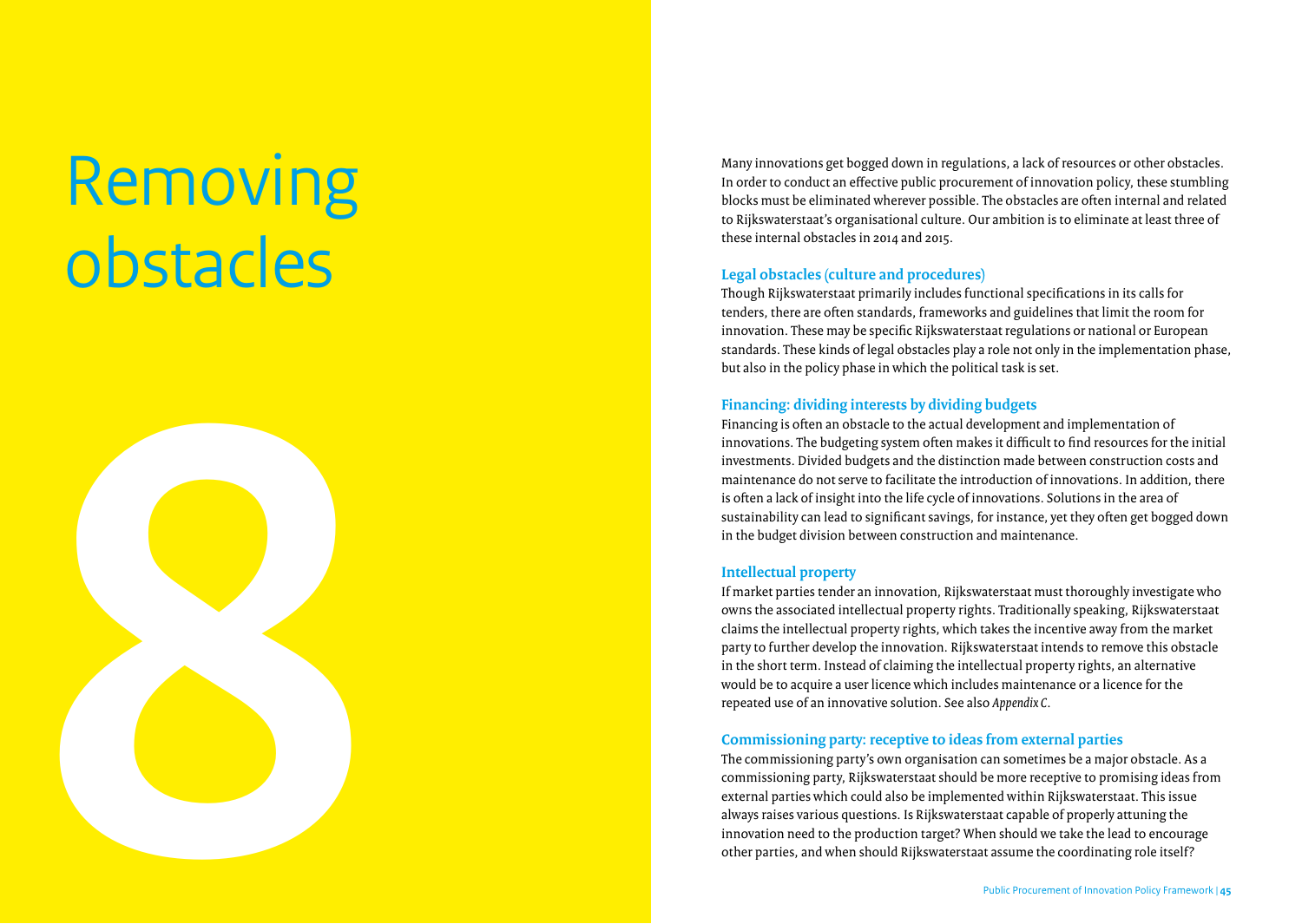# 8 Removing obstacles

Many innovations get bogged down in regulations, a lack of resources or other obstacles. In order to conduct an effective public procurement of innovation policy, these stumbling blocks must be eliminated wherever possible. The obstacles are often internal and related to Rijkswaterstaat's organisational culture. Our ambition is to eliminate at least three of these internal obstacles in 2014 and 2015.

### Legal obstacles (culture and procedures)

Though Rijkswaterstaat primarily includes functional specifications in its calls for tenders, there are often standards, frameworks and guidelines that limit the room for innovation. These may be specific Rijkswaterstaat regulations or national or European standards. These kinds of legal obstacles play a role not only in the implementation phase, but also in the policy phase in which the political task is set.

### Financing: dividing interests by dividing budgets

Financing is often an obstacle to the actual development and implementation of innovations. The budgeting system often makes it difficult to find resources for the initial investments. Divided budgets and the distinction made between construction costs and maintenance do not serve to facilitate the introduction of innovations. In addition, there is often a lack of insight into the life cycle of innovations. Solutions in the area of sustainability can lead to significant savings, for instance, yet they often get bogged down in the budget division between construction and maintenance.

### Intellectual property

If market parties tender an innovation, Rijkswaterstaat must thoroughly investigate who owns the associated intellectual property rights. Traditionally speaking, Rijkswaterstaat claims the intellectual property rights, which takes the incentive away from the market party to further develop the innovation. Rijkswaterstaat intends to remove this obstacle in the short term. Instead of claiming the intellectual property rights, an alternative would be to acquire a user licence which includes maintenance or a licence for the repeated use of an innovative solution. See also *Appendix C*.

### Commissioning party: receptive to ideas from external parties

The commissioning party's own organisation can sometimes be a major obstacle. As a commissioning party, Rijkswaterstaat should be more receptive to promising ideas from external parties which could also be implemented within Rijkswaterstaat. This issue always raises various questions. Is Rijkswaterstaat capable of properly attuning the innovation need to the production target? When should we take the lead to encourage other parties, and when should Rijkswaterstaat assume the coordinating role itself?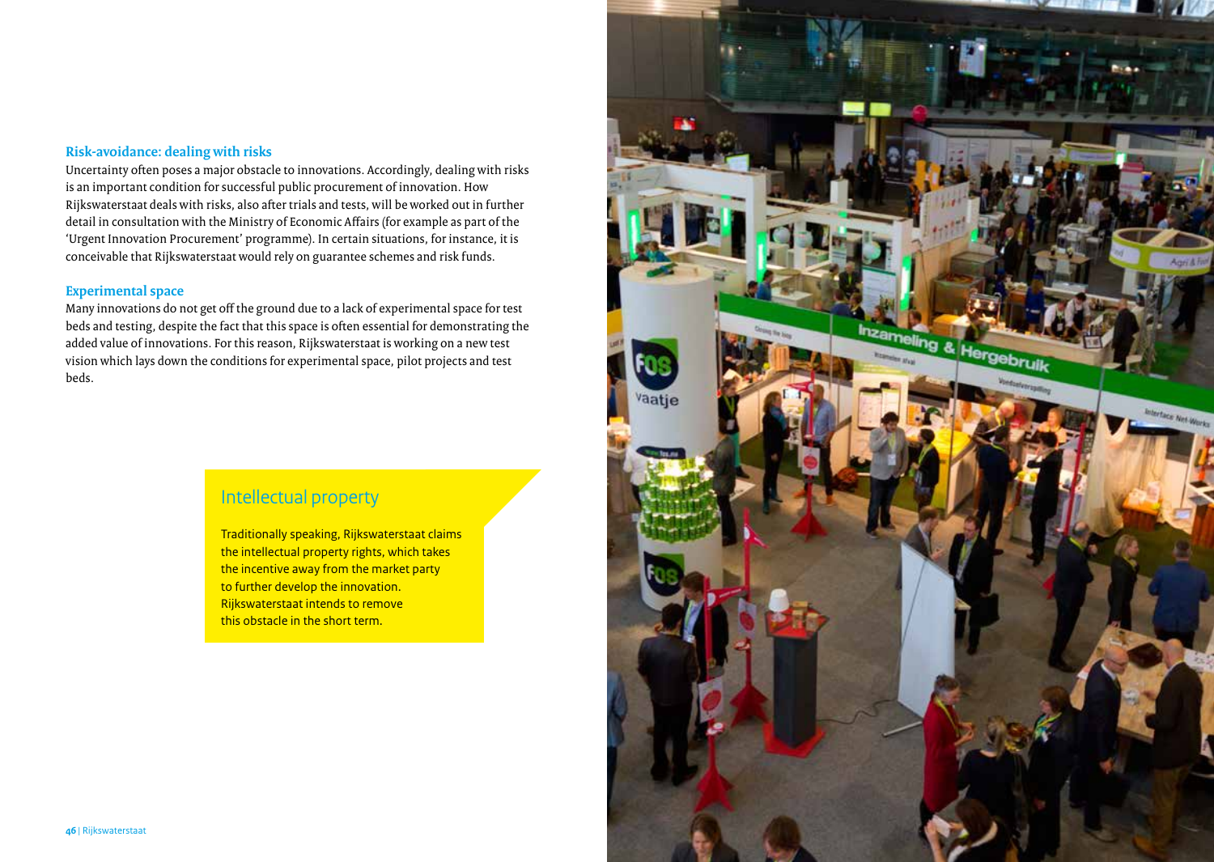### Risk-avoidance: dealing with risks

Uncertainty often poses a major obstacle to innovations. Accordingly, dealing with risks is an important condition for successful public procurement of innovation. How Rijkswaterstaat deals with risks, also after trials and tests, will be worked out in further detail in consultation with the Ministry of Economic Affairs (for example as part of the 'Urgent Innovation Procurement' programme). In certain situations, for instance, it is conceivable that Rijkswaterstaat would rely on guarantee schemes and risk funds.

### Experimental space

Many innovations do not get off the ground due to a lack of experimental space for test beds and testing, despite the fact that this space is often essential for demonstrating the added value of innovations. For this reason, Rijkswaterstaat is working on a new test vision which lays down the conditions for experimental space, pilot projects and test beds.

## Intellectual property

Traditionally speaking, Rijkswaterstaat claims the intellectual property rights, which takes the incentive away from the market party to further develop the innovation. Rijkswaterstaat intends to remove this obstacle in the short term.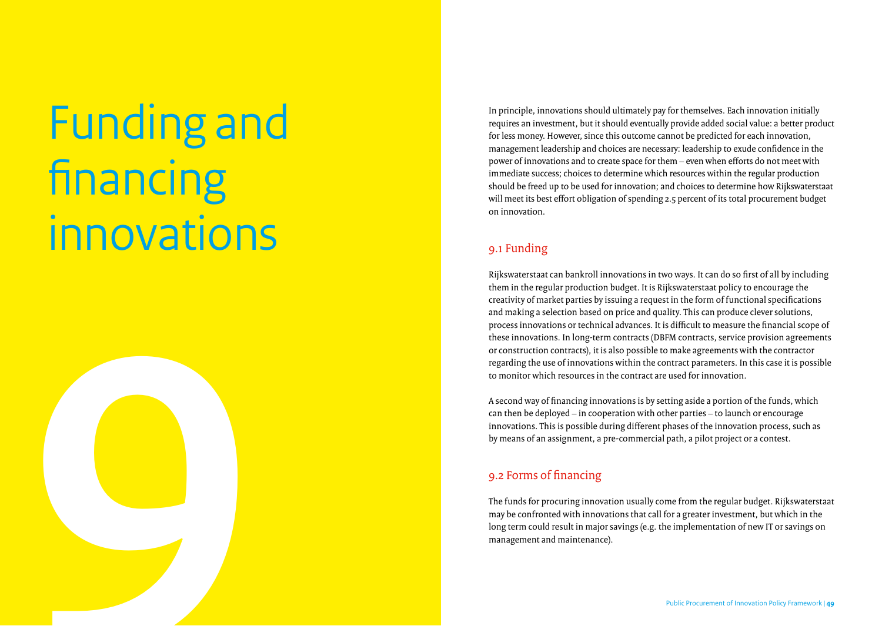# 9 Funding and financing innovations

In principle, innovations should ultimately pay for themselves. Each innovation initially requires an investment, but it should eventually provide added social value: a better product for less money. However, since this outcome cannot be predicted for each innovation, management leadership and choices are necessary: leadership to exude confidence in the power of innovations and to create space for them – even when efforts do not meet with immediate success; choices to determine which resources within the regular production should be freed up to be used for innovation; and choices to determine how Rijkswaterstaat will meet its best effort obligation of spending 2.5 percent of its total procurement budget on innovation.

## 9.1 Funding

Rijkswaterstaat can bankroll innovations in two ways. It can do so first of all by including them in the regular production budget. It is Rijkswaterstaat policy to encourage the creativity of market parties by issuing a request in the form of functional specifications and making a selection based on price and quality. This can produce clever solutions, process innovations or technical advances. It is difficult to measure the financial scope of these innovations. In long-term contracts (DBFM contracts, service provision agreements or construction contracts), it is also possible to make agreements with the contractor regarding the use of innovations within the contract parameters. In this case it is possible to monitor which resources in the contract are used for innovation.

A second way of financing innovations is by setting aside a portion of the funds, which can then be deployed – in cooperation with other parties – to launch or encourage innovations. This is possible during different phases of the innovation process, such as by means of an assignment, a pre-commercial path, a pilot project or a contest.

## 9.2 Forms of financing

The funds for procuring innovation usually come from the regular budget. Rijkswaterstaat may be confronted with innovations that call for a greater investment, but which in the long term could result in major savings (e.g. the implementation of new IT or savings on management and maintenance).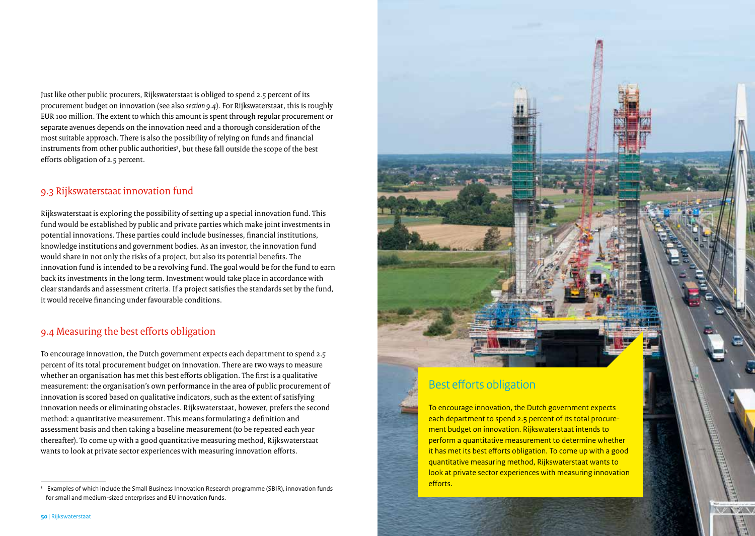Just like other public procurers, Rijkswaterstaat is obliged to spend 2.5 percent of its procurement budget on innovation (see also *section 9.4*). For Rijkswaterstaat, this is roughly EUR 100 million. The extent to which this amount is spent through regular procurement or separate avenues depends on the innovation need and a thorough consideration of the most suitable approach. There is also the possibility of relying on funds and financial instruments from other public authorities[3], but these fall outside the scope of the best efforts obligation of 2.5 percent.

## 9.3 Rijkswaterstaat innovation fund

Rijkswaterstaat is exploring the possibility of setting up a special innovation fund. This fund would be established by public and private parties which make joint investments in potential innovations. These parties could include businesses, financial institutions, knowledge institutions and government bodies. As an investor, the innovation fund would share in not only the risks of a project, but also its potential benefits. The innovation fund is intended to be a revolving fund. The goal would be for the fund to earn back its investments in the long term. Investment would take place in accordance with clear standards and assessment criteria. If a project satisfies the standards set by the fund, it would receive financing under favourable conditions.

## 9.4 Measuring the best efforts obligation

To encourage innovation, the Dutch government expects each department to spend 2.5 percent of its total procurement budget on innovation. There are two ways to measure whether an organisation has met this best efforts obligation. The first is a qualitative measurement: the organisation's own performance in the area of public procurement of innovation is scored based on qualitative indicators, such as the extent of satisfying innovation needs or eliminating obstacles. Rijkswaterstaat, however, prefers the second method: a quantitative measurement. This means formulating a definition and assessment basis and then taking a baseline measurement (to be repeated each year thereafter). To come up with a good quantitative measuring method, Rijkswaterstaat wants to look at private sector experiences with measuring innovation efforts.

[3] Examples of which include the Small Business Innovation Research programme (SBIR), innovation funds for small and medium-sized enterprises and EU innovation funds.

### Best efforts obligation

To encourage innovation, the Dutch government expects each department to spend 2.5 percent of its total procurement budget on innovation. Rijkswaterstaat intends to perform a quantitative measurement to determine whether it has met its best efforts obligation. To come up with a good quantitative measuring method, Rijkswaterstaat wants to look at private sector experiences with measuring innovation efforts.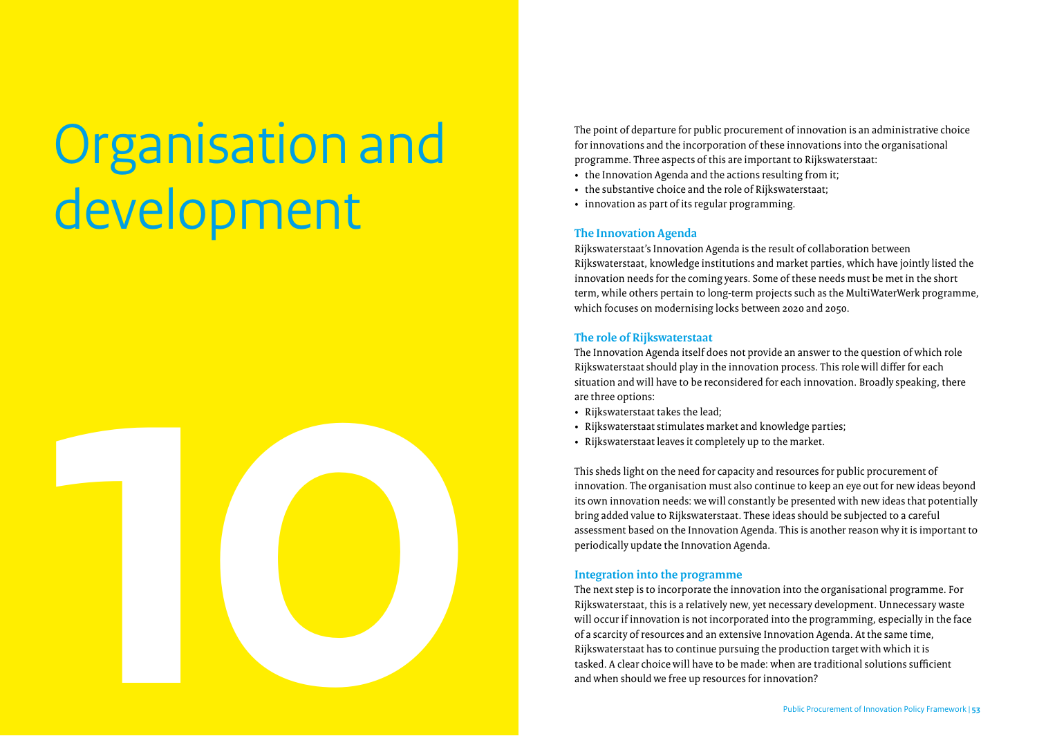# 10 Organisation and development

The point of departure for public procurement of innovation is an administrative choice for innovations and the incorporation of these innovations into the organisational programme. Three aspects of this are important to Rijkswaterstaat:

- the Innovation Agenda and the actions resulting from it;
- the substantive choice and the role of Rijkswaterstaat;
- innovation as part of its regular programming.

### The Innovation Agenda

Rijkswaterstaat's Innovation Agenda is the result of collaboration between Rijkswaterstaat, knowledge institutions and market parties, which have jointly listed the innovation needs for the coming years. Some of these needs must be met in the short term, while others pertain to long-term projects such as the MultiWaterWerk programme, which focuses on modernising locks between 2020 and 2050.

### The role of Rijkswaterstaat

The Innovation Agenda itself does not provide an answer to the question of which role Rijkswaterstaat should play in the innovation process. This role will differ for each situation and will have to be reconsidered for each innovation. Broadly speaking, there are three options:

- Rijkswaterstaat takes the lead;
- Rijkswaterstaat stimulates market and knowledge parties;
- Rijkswaterstaat leaves it completely up to the market.

This sheds light on the need for capacity and resources for public procurement of innovation. The organisation must also continue to keep an eye out for new ideas beyond its own innovation needs: we will constantly be presented with new ideas that potentially bring added value to Rijkswaterstaat. These ideas should be subjected to a careful assessment based on the Innovation Agenda. This is another reason why it is important to periodically update the Innovation Agenda.

### Integration into the programme

The next step is to incorporate the innovation into the organisational programme. For Rijkswaterstaat, this is a relatively new, yet necessary development. Unnecessary waste will occur if innovation is not incorporated into the programming, especially in the face of a scarcity of resources and an extensive Innovation Agenda. At the same time, Rijkswaterstaat has to continue pursuing the production target with which it is tasked. A clear choice will have to be made: when are traditional solutions sufficient and when should we free up resources for innovation?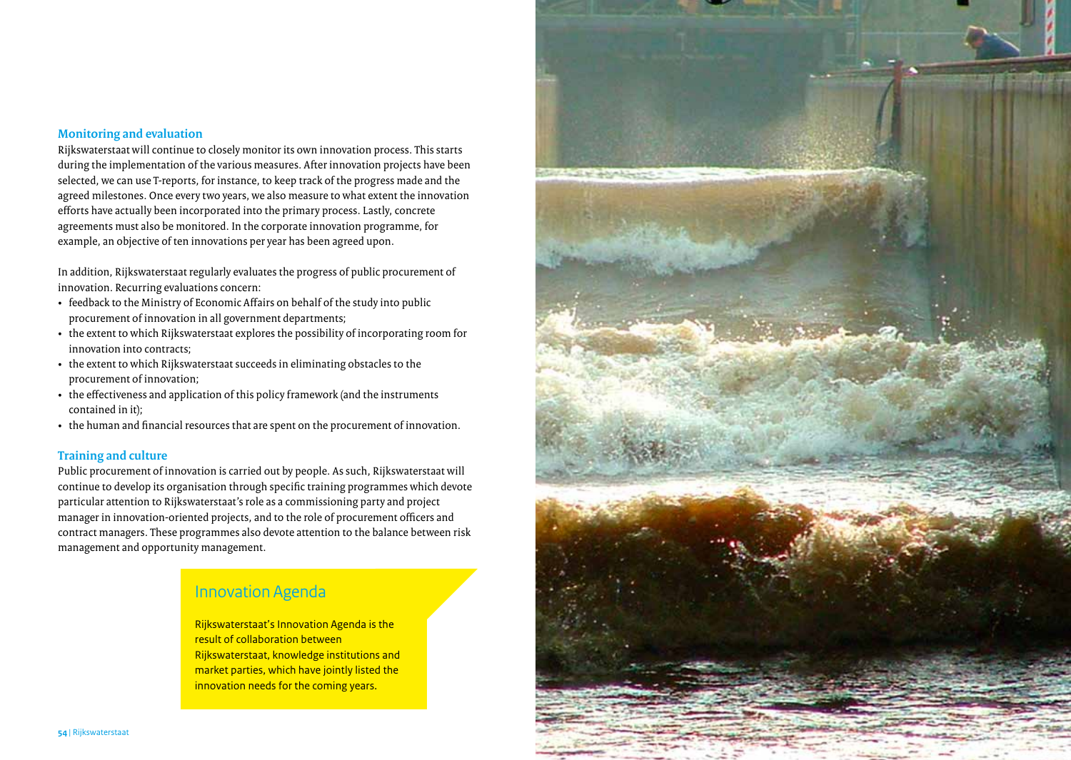## Monitoring and evaluation

Rijkswaterstaat will continue to closely monitor its own innovation process. This starts during the implementation of the various measures. After innovation projects have been selected, we can use T-reports, for instance, to keep track of the progress made and the agreed milestones. Once every two years, we also measure to what extent the innovation efforts have actually been incorporated into the primary process. Lastly, concrete agreements must also be monitored. In the corporate innovation programme, for example, an objective of ten innovations per year has been agreed upon.

In addition, Rijkswaterstaat regularly evaluates the progress of public procurement of innovation. Recurring evaluations concern:

- feedback to the Ministry of Economic Affairs on behalf of the study into public procurement of innovation in all government departments;
- the extent to which Rijkswaterstaat explores the possibility of incorporating room for innovation into contracts;
- the extent to which Rijkswaterstaat succeeds in eliminating obstacles to the procurement of innovation;
- the effectiveness and application of this policy framework (and the instruments contained in it);
- the human and financial resources that are spent on the procurement of innovation.

## Training and culture

Public procurement of innovation is carried out by people. As such, Rijkswaterstaat will continue to develop its organisation through specific training programmes which devote particular attention to Rijkswaterstaat's role as a commissioning party and project manager in innovation-oriented projects, and to the role of procurement officers and contract managers. These programmes also devote attention to the balance between risk management and opportunity management.

### Innovation Agenda

Rijkswaterstaat's Innovation Agenda is the result of collaboration between Rijkswaterstaat, knowledge institutions and market parties, which have jointly listed the innovation needs for the coming years.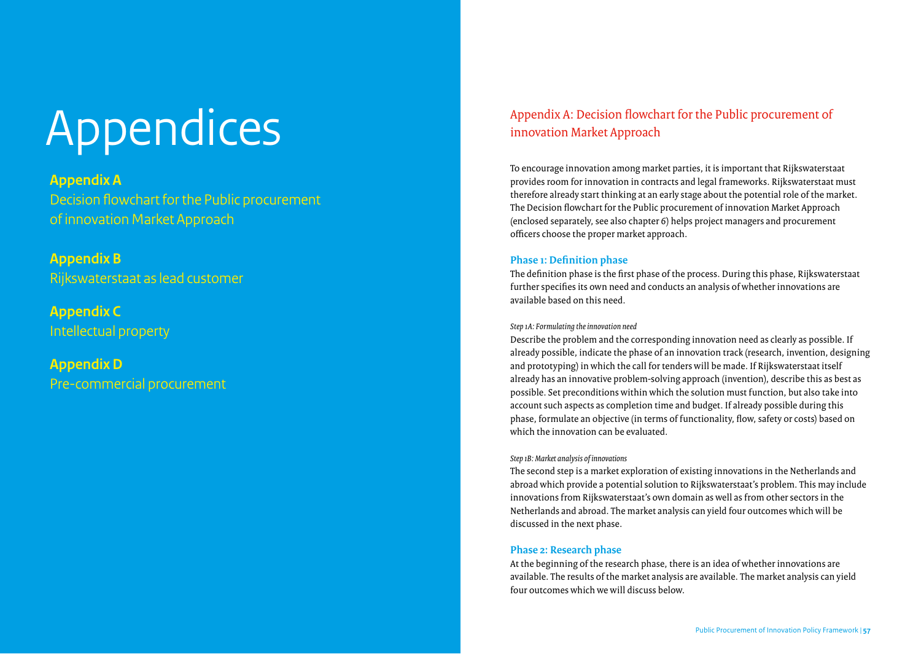# Appendices

**Appendix A**
Decision flowchart for the Public procurement of innovation Market Approach

**Appendix B**
Rijkswaterstaat as lead customer

**Appendix C**
Intellectual property

**Appendix D**
Pre-commercial procurement

## Appendix A: Decision flowchart for the Public procurement of innovation Market Approach

To encourage innovation among market parties, it is important that Rijkswaterstaat provides room for innovation in contracts and legal frameworks. Rijkswaterstaat must therefore already start thinking at an early stage about the potential role of the market. The Decision flowchart for the Public procurement of innovation Market Approach (enclosed separately, see also chapter 6) helps project managers and procurement officers choose the proper market approach.

### Phase 1: Definition phase

The definition phase is the first phase of the process. During this phase, Rijkswaterstaat further specifies its own need and conducts an analysis of whether innovations are available based on this need.

*Step 1A: Formulating the innovation need*

Describe the problem and the corresponding innovation need as clearly as possible. If already possible, indicate the phase of an innovation track (research, invention, designing and prototyping) in which the call for tenders will be made. If Rijkswaterstaat itself already has an innovative problem-solving approach (invention), describe this as best as possible. Set preconditions within which the solution must function, but also take into account such aspects as completion time and budget. If already possible during this phase, formulate an objective (in terms of functionality, flow, safety or costs) based on which the innovation can be evaluated.

*Step 1B: Market analysis of innovations*

The second step is a market exploration of existing innovations in the Netherlands and abroad which provide a potential solution to Rijkswaterstaat's problem. This may include innovations from Rijkswaterstaat's own domain as well as from other sectors in the Netherlands and abroad. The market analysis can yield four outcomes which will be discussed in the next phase.

### Phase 2: Research phase

At the beginning of the research phase, there is an idea of whether innovations are available. The results of the market analysis are available. The market analysis can yield four outcomes which we will discuss below.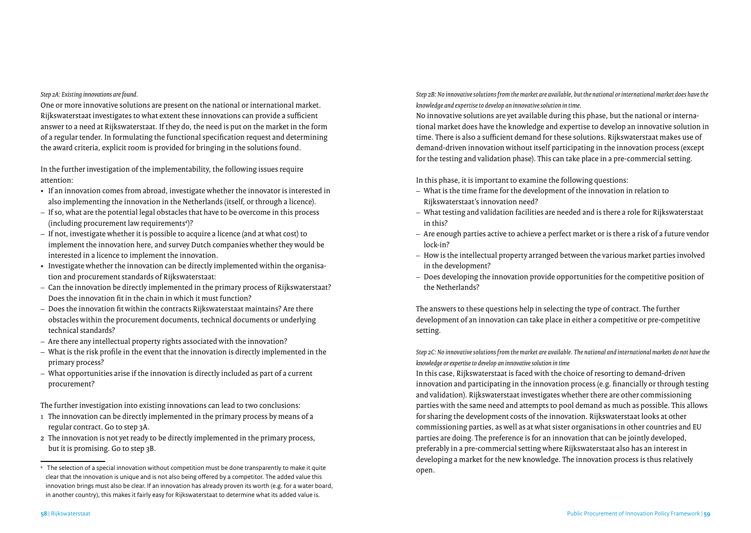*Step 2A: Existing innovations are found.*

One or more innovative solutions are present on the national or international market. Rijkswaterstaat investigates to what extent these innovations can provide a sufficient answer to a need at Rijkswaterstaat. If they do, the need is put on the market in the form of a regular tender. In formulating the functional specification request and determining the award criteria, explicit room is provided for bringing in the solutions found.

In the further investigation of the implementability, the following issues require attention:

- If an innovation comes from abroad, investigate whether the innovator is interested in also implementing the innovation in the Netherlands (itself, or through a licence).
  – If so, what are the potential legal obstacles that have to be overcome in this process (including procurement law requirements[4])?
  – If not, investigate whether it is possible to acquire a licence (and at what cost) to implement the innovation here, and survey Dutch companies whether they would be interested in a licence to implement the innovation.
- Investigate whether the innovation can be directly implemented within the organisation and procurement standards of Rijkswaterstaat:
  – Can the innovation be directly implemented in the primary process of Rijkswaterstaat? Does the innovation fit in the chain in which it must function?
  – Does the innovation fit within the contracts Rijkswaterstaat maintains? Are there obstacles within the procurement documents, technical documents or underlying technical standards?
  – Are there any intellectual property rights associated with the innovation?
  – What is the risk profile in the event that the innovation is directly implemented in the primary process?
  – What opportunities arise if the innovation is directly included as part of a current procurement?

The further investigation into existing innovations can lead to two conclusions:

1. The innovation can be directly implemented in the primary process by means of a regular contract. Go to step 3A.
2. The innovation is not yet ready to be directly implemented in the primary process, but it is promising. Go to step 3B.

[4] The selection of a special innovation without competition must be done transparently to make it quite clear that the innovation is unique and is not also being offered by a competitor. The added value this innovation brings must also be clear. If an innovation has already proven its worth (e.g. for a water board, in another country), this makes it fairly easy for Rijkswaterstaat to determine what its added value is.

*Step 2B: No innovative solutions from the market are available, but the national or international market does have the knowledge and expertise to develop an innovative solution in time.*

No innovative solutions are yet available during this phase, but the national or international market does have the knowledge and expertise to develop an innovative solution in time. There is also a sufficient demand for these solutions. Rijkswaterstaat makes use of demand-driven innovation without itself participating in the innovation process (except for the testing and validation phase). This can take place in a pre-commercial setting.

In this phase, it is important to examine the following questions:

– What is the time frame for the development of the innovation in relation to Rijkswaterstaat's innovation need?
– What testing and validation facilities are needed and is there a role for Rijkswaterstaat in this?
– Are enough parties active to achieve a perfect market or is there a risk of a future vendor lock-in?
– How is the intellectual property arranged between the various market parties involved in the development?
– Does developing the innovation provide opportunities for the competitive position of the Netherlands?

The answers to these questions help in selecting the type of contract. The further development of an innovation can take place in either a competitive or pre-competitive setting.

*Step 2C: No innovative solutions from the market are available. The national and international markets do not have the knowledge or expertise to develop an innovative solution in time*

In this case, Rijkswaterstaat is faced with the choice of resorting to demand-driven innovation and participating in the innovation process (e.g. financially or through testing and validation). Rijkswaterstaat investigates whether there are other commissioning parties with the same need and attempts to pool demand as much as possible. This allows for sharing the development costs of the innovation. Rijkswaterstaat looks at other commissioning parties, as well as at what sister organisations in other countries and EU parties are doing. The preference is for an innovation that can be jointly developed, preferably in a pre-commercial setting where Rijkswaterstaat also has an interest in developing a market for the new knowledge. The innovation process is thus relatively open.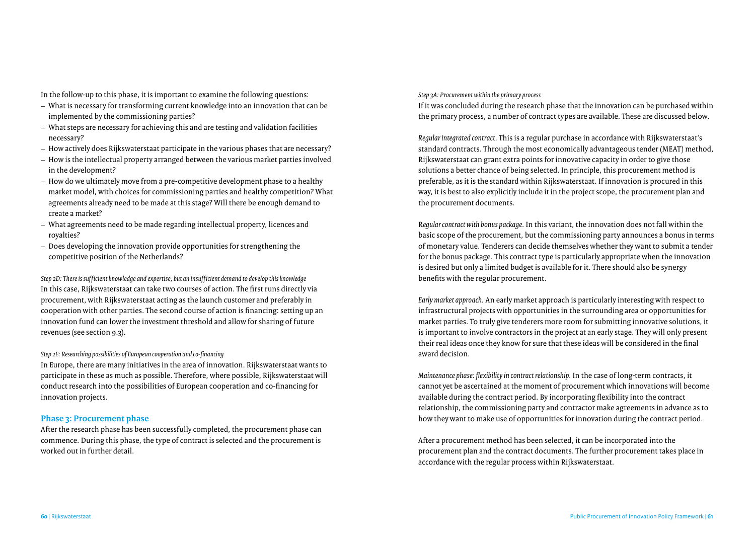In the follow-up to this phase, it is important to examine the following questions:

- What is necessary for transforming current knowledge into an innovation that can be implemented by the commissioning parties?
- What steps are necessary for achieving this and are testing and validation facilities necessary?
- How actively does Rijkswaterstaat participate in the various phases that are necessary?
- How is the intellectual property arranged between the various market parties involved in the development?
- How do we ultimately move from a pre-competitive development phase to a healthy market model, with choices for commissioning parties and healthy competition? What agreements already need to be made at this stage? Will there be enough demand to create a market?
- What agreements need to be made regarding intellectual property, licences and royalties?
- Does developing the innovation provide opportunities for strengthening the competitive position of the Netherlands?

*Step 2D: There is sufficient knowledge and expertise, but an insufficient demand to develop this knowledge*

In this case, Rijkswaterstaat can take two courses of action. The first runs directly via procurement, with Rijkswaterstaat acting as the launch customer and preferably in cooperation with other parties. The second course of action is financing: setting up an innovation fund can lower the investment threshold and allow for sharing of future revenues (see section 9.3).

*Step 2E: Researching possibilities of European cooperation and co-financing*

In Europe, there are many initiatives in the area of innovation. Rijkswaterstaat wants to participate in these as much as possible. Therefore, where possible, Rijkswaterstaat will conduct research into the possibilities of European cooperation and co-financing for innovation projects.

## Phase 3: Procurement phase

After the research phase has been successfully completed, the procurement phase can commence. During this phase, the type of contract is selected and the procurement is worked out in further detail.

*Step 3A: Procurement within the primary process*

If it was concluded during the research phase that the innovation can be purchased within the primary process, a number of contract types are available. These are discussed below.

*Regular integrated contract.* This is a regular purchase in accordance with Rijkswaterstaat's standard contracts. Through the most economically advantageous tender (MEAT) method, Rijkswaterstaat can grant extra points for innovative capacity in order to give those solutions a better chance of being selected. In principle, this procurement method is preferable, as it is the standard within Rijkswaterstaat. If innovation is procured in this way, it is best to also explicitly include it in the project scope, the procurement plan and the procurement documents.

*Regular contract with bonus package.* In this variant, the innovation does not fall within the basic scope of the procurement, but the commissioning party announces a bonus in terms of monetary value. Tenderers can decide themselves whether they want to submit a tender for the bonus package. This contract type is particularly appropriate when the innovation is desired but only a limited budget is available for it. There should also be synergy benefits with the regular procurement.

*Early market approach.* An early market approach is particularly interesting with respect to infrastructural projects with opportunities in the surrounding area or opportunities for market parties. To truly give tenderers more room for submitting innovative solutions, it is important to involve contractors in the project at an early stage. They will only present their real ideas once they know for sure that these ideas will be considered in the final award decision.

*Maintenance phase: flexibility in contract relationship.* In the case of long-term contracts, it cannot yet be ascertained at the moment of procurement which innovations will become available during the contract period. By incorporating flexibility into the contract relationship, the commissioning party and contractor make agreements in advance as to how they want to make use of opportunities for innovation during the contract period.

After a procurement method has been selected, it can be incorporated into the procurement plan and the contract documents. The further procurement takes place in accordance with the regular process within Rijkswaterstaat.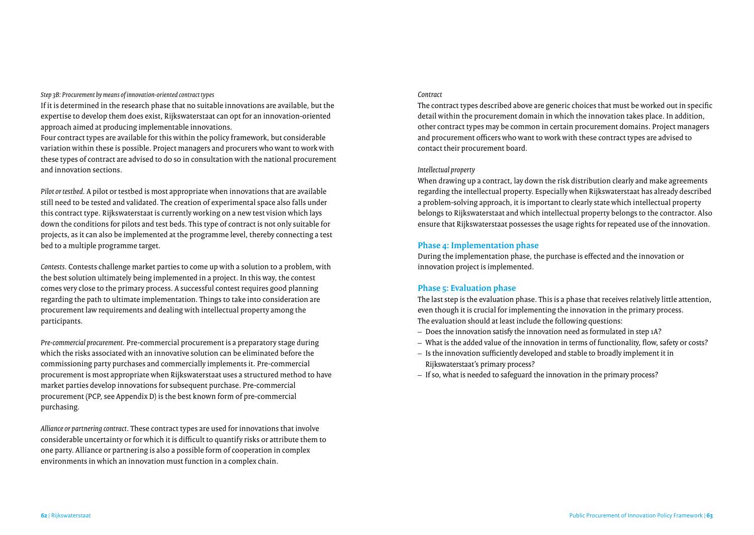*Step 3B: Procurement by means of innovation-oriented contract types*

If it is determined in the research phase that no suitable innovations are available, but the expertise to develop them does exist, Rijkswaterstaat can opt for an innovation-oriented approach aimed at producing implementable innovations.

Four contract types are available for this within the policy framework, but considerable variation within these is possible. Project managers and procurers who want to work with these types of contract are advised to do so in consultation with the national procurement and innovation sections.

*Pilot or testbed*. A pilot or testbed is most appropriate when innovations that are available still need to be tested and validated. The creation of experimental space also falls under this contract type. Rijkswaterstaat is currently working on a new test vision which lays down the conditions for pilots and test beds. This type of contract is not only suitable for projects, as it can also be implemented at the programme level, thereby connecting a test bed to a multiple programme target.

*Contests*. Contests challenge market parties to come up with a solution to a problem, with the best solution ultimately being implemented in a project. In this way, the contest comes very close to the primary process. A successful contest requires good planning regarding the path to ultimate implementation. Things to take into consideration are procurement law requirements and dealing with intellectual property among the participants.

*Pre-commercial procurement*. Pre-commercial procurement is a preparatory stage during which the risks associated with an innovative solution can be eliminated before the commissioning party purchases and commercially implements it. Pre-commercial procurement is most appropriate when Rijkswaterstaat uses a structured method to have market parties develop innovations for subsequent purchase. Pre-commercial procurement (PCP, see Appendix D) is the best known form of pre-commercial purchasing.

*Alliance or partnering contract*. These contract types are used for innovations that involve considerable uncertainty or for which it is difficult to quantify risks or attribute them to one party. Alliance or partnering is also a possible form of cooperation in complex environments in which an innovation must function in a complex chain.

*Contract*

The contract types described above are generic choices that must be worked out in specific detail within the procurement domain in which the innovation takes place. In addition, other contract types may be common in certain procurement domains. Project managers and procurement officers who want to work with these contract types are advised to contact their procurement board.

*Intellectual property*

When drawing up a contract, lay down the risk distribution clearly and make agreements regarding the intellectual property. Especially when Rijkswaterstaat has already described a problem-solving approach, it is important to clearly state which intellectual property belongs to Rijkswaterstaat and which intellectual property belongs to the contractor. Also ensure that Rijkswaterstaat possesses the usage rights for repeated use of the innovation.

### Phase 4: Implementation phase

During the implementation phase, the purchase is effected and the innovation or innovation project is implemented.

### Phase 5: Evaluation phase

The last step is the evaluation phase. This is a phase that receives relatively little attention, even though it is crucial for implementing the innovation in the primary process.
The evaluation should at least include the following questions:

- Does the innovation satisfy the innovation need as formulated in step 1A?
- What is the added value of the innovation in terms of functionality, flow, safety or costs?
- Is the innovation sufficiently developed and stable to broadly implement it in Rijkswaterstaat's primary process?
- If so, what is needed to safeguard the innovation in the primary process?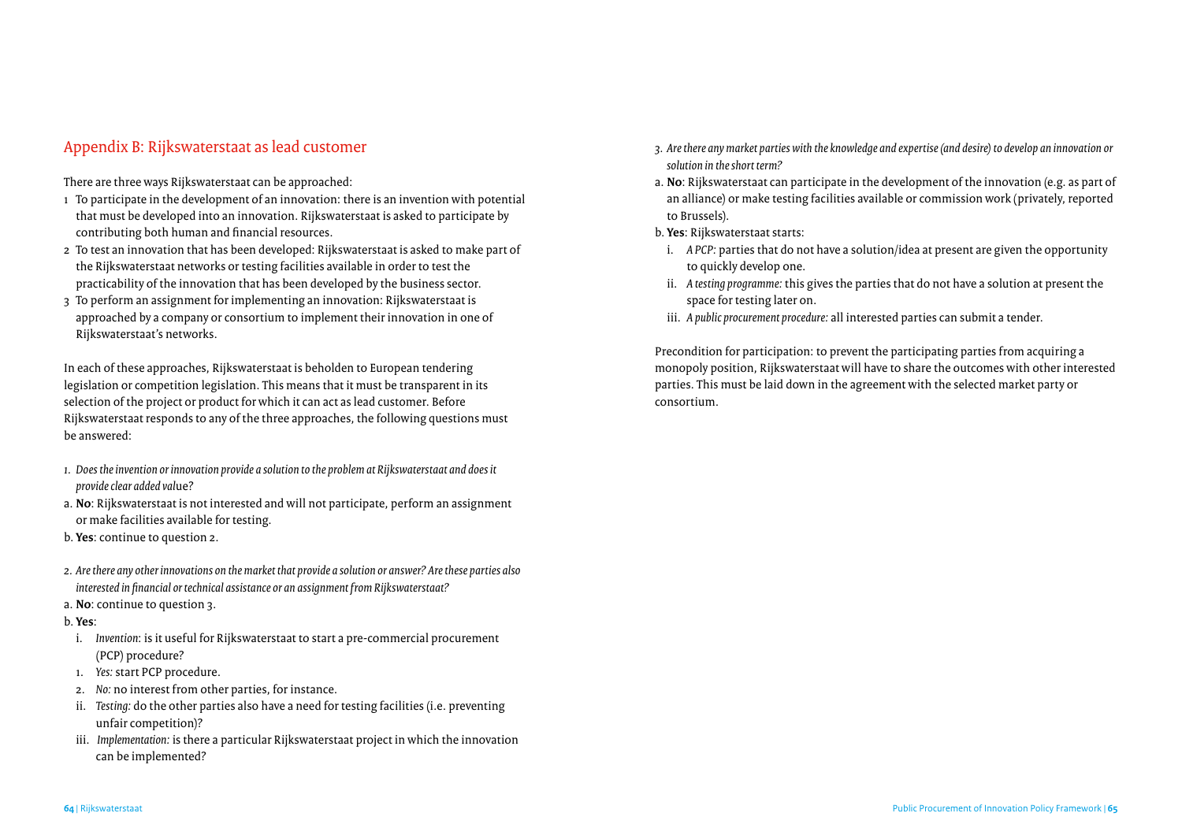## Appendix B: Rijkswaterstaat as lead customer

There are three ways Rijkswaterstaat can be approached:

1. To participate in the development of an innovation: there is an invention with potential that must be developed into an innovation. Rijkswaterstaat is asked to participate by contributing both human and financial resources.
2. To test an innovation that has been developed: Rijkswaterstaat is asked to make part of the Rijkswaterstaat networks or testing facilities available in order to test the practicability of the innovation that has been developed by the business sector.
3. To perform an assignment for implementing an innovation: Rijkswaterstaat is approached by a company or consortium to implement their innovation in one of Rijkswaterstaat's networks.

In each of these approaches, Rijkswaterstaat is beholden to European tendering legislation or competition legislation. This means that it must be transparent in its selection of the project or product for which it can act as lead customer. Before Rijkswaterstaat responds to any of the three approaches, the following questions must be answered:

*1. Does the invention or innovation provide a solution to the problem at Rijkswaterstaat and does it provide clear added value?*

a. **No**: Rijkswaterstaat is not interested and will not participate, perform an assignment or make facilities available for testing.

b. **Yes**: continue to question 2.

*2. Are there any other innovations on the market that provide a solution or answer? Are these parties also interested in financial or technical assistance or an assignment from Rijkswaterstaat?*

a. **No**: continue to question 3.

b. **Yes**:

   i. *Invention*: is it useful for Rijkswaterstaat to start a pre-commercial procurement (PCP) procedure?

   1. *Yes:* start PCP procedure.
   2. *No:* no interest from other parties, for instance.

   ii. *Testing:* do the other parties also have a need for testing facilities (i.e. preventing unfair competition)?

   iii. *Implementation:* is there a particular Rijkswaterstaat project in which the innovation can be implemented?

*3. Are there any market parties with the knowledge and expertise (and desire) to develop an innovation or solution in the short term?*

a. **No**: Rijkswaterstaat can participate in the development of the innovation (e.g. as part of an alliance) or make testing facilities available or commission work (privately, reported to Brussels).

b. **Yes**: Rijkswaterstaat starts:

   i. *A PCP:* parties that do not have a solution/idea at present are given the opportunity to quickly develop one.

   ii. *A testing programme:* this gives the parties that do not have a solution at present the space for testing later on.

   iii. *A public procurement procedure:* all interested parties can submit a tender.

Precondition for participation: to prevent the participating parties from acquiring a monopoly position, Rijkswaterstaat will have to share the outcomes with other interested parties. This must be laid down in the agreement with the selected market party or consortium.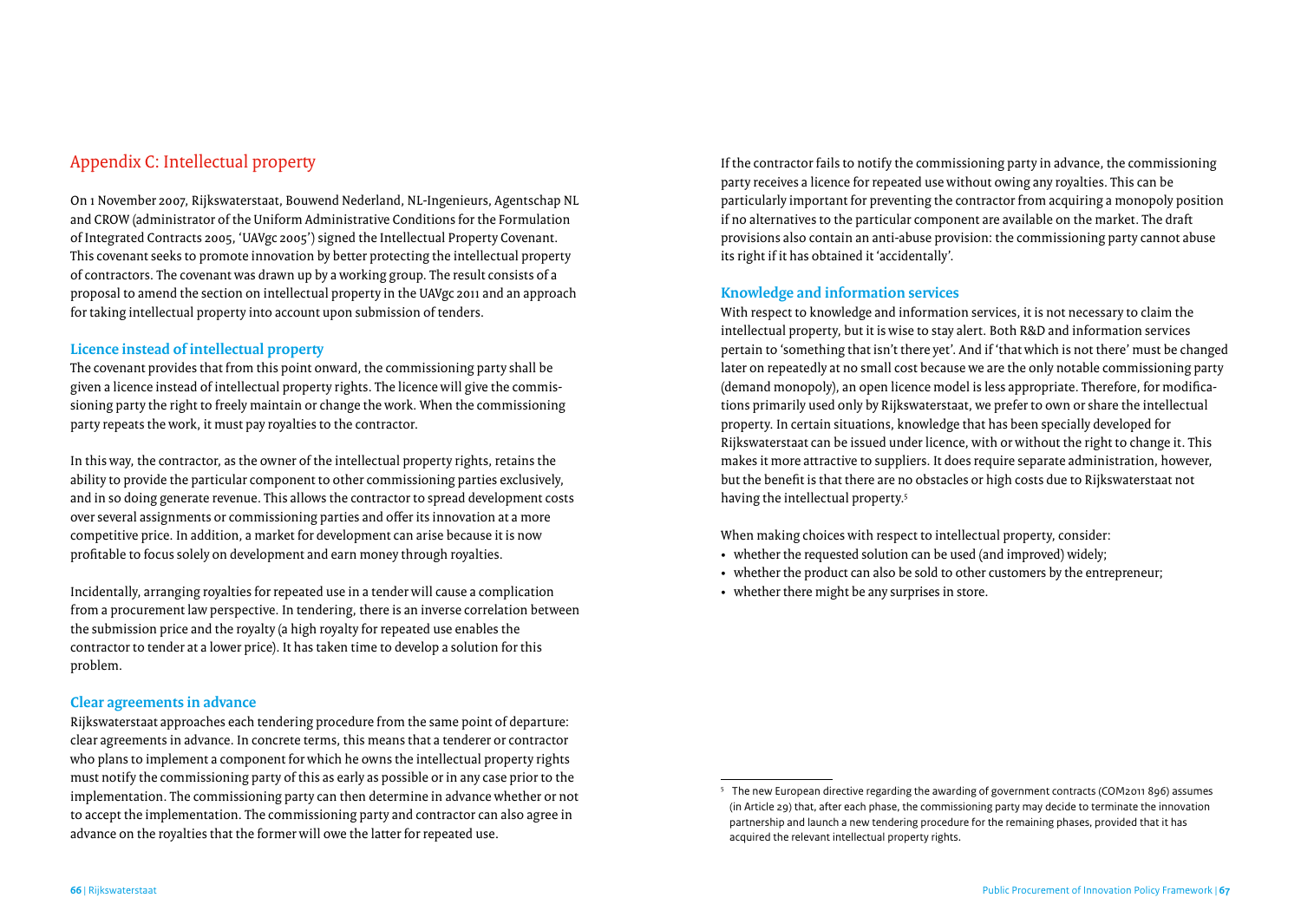## Appendix C: Intellectual property

On 1 November 2007, Rijkswaterstaat, Bouwend Nederland, NL-Ingenieurs, Agentschap NL and CROW (administrator of the Uniform Administrative Conditions for the Formulation of Integrated Contracts 2005, 'UAVgc 2005') signed the Intellectual Property Covenant. This covenant seeks to promote innovation by better protecting the intellectual property of contractors. The covenant was drawn up by a working group. The result consists of a proposal to amend the section on intellectual property in the UAVgc 2011 and an approach for taking intellectual property into account upon submission of tenders.

### Licence instead of intellectual property

The covenant provides that from this point onward, the commissioning party shall be given a licence instead of intellectual property rights. The licence will give the commissioning party the right to freely maintain or change the work. When the commissioning party repeats the work, it must pay royalties to the contractor.

In this way, the contractor, as the owner of the intellectual property rights, retains the ability to provide the particular component to other commissioning parties exclusively, and in so doing generate revenue. This allows the contractor to spread development costs over several assignments or commissioning parties and offer its innovation at a more competitive price. In addition, a market for development can arise because it is now profitable to focus solely on development and earn money through royalties.

Incidentally, arranging royalties for repeated use in a tender will cause a complication from a procurement law perspective. In tendering, there is an inverse correlation between the submission price and the royalty (a high royalty for repeated use enables the contractor to tender at a lower price). It has taken time to develop a solution for this problem.

### Clear agreements in advance

Rijkswaterstaat approaches each tendering procedure from the same point of departure: clear agreements in advance. In concrete terms, this means that a tenderer or contractor who plans to implement a component for which he owns the intellectual property rights must notify the commissioning party of this as early as possible or in any case prior to the implementation. The commissioning party can then determine in advance whether or not to accept the implementation. The commissioning party and contractor can also agree in advance on the royalties that the former will owe the latter for repeated use.

If the contractor fails to notify the commissioning party in advance, the commissioning party receives a licence for repeated use without owing any royalties. This can be particularly important for preventing the contractor from acquiring a monopoly position if no alternatives to the particular component are available on the market. The draft provisions also contain an anti-abuse provision: the commissioning party cannot abuse its right if it has obtained it 'accidentally'.

### Knowledge and information services

With respect to knowledge and information services, it is not necessary to claim the intellectual property, but it is wise to stay alert. Both R&D and information services pertain to 'something that isn't there yet'. And if 'that which is not there' must be changed later on repeatedly at no small cost because we are the only notable commissioning party (demand monopoly), an open licence model is less appropriate. Therefore, for modifications primarily used only by Rijkswaterstaat, we prefer to own or share the intellectual property. In certain situations, knowledge that has been specially developed for Rijkswaterstaat can be issued under licence, with or without the right to change it. This makes it more attractive to suppliers. It does require separate administration, however, but the benefit is that there are no obstacles or high costs due to Rijkswaterstaat not having the intellectual property.[5]

When making choices with respect to intellectual property, consider:

- whether the requested solution can be used (and improved) widely;
- whether the product can also be sold to other customers by the entrepreneur;
- whether there might be any surprises in store.

---

[5] The new European directive regarding the awarding of government contracts (COM2011 896) assumes (in Article 29) that, after each phase, the commissioning party may decide to terminate the innovation partnership and launch a new tendering procedure for the remaining phases, provided that it has acquired the relevant intellectual property rights.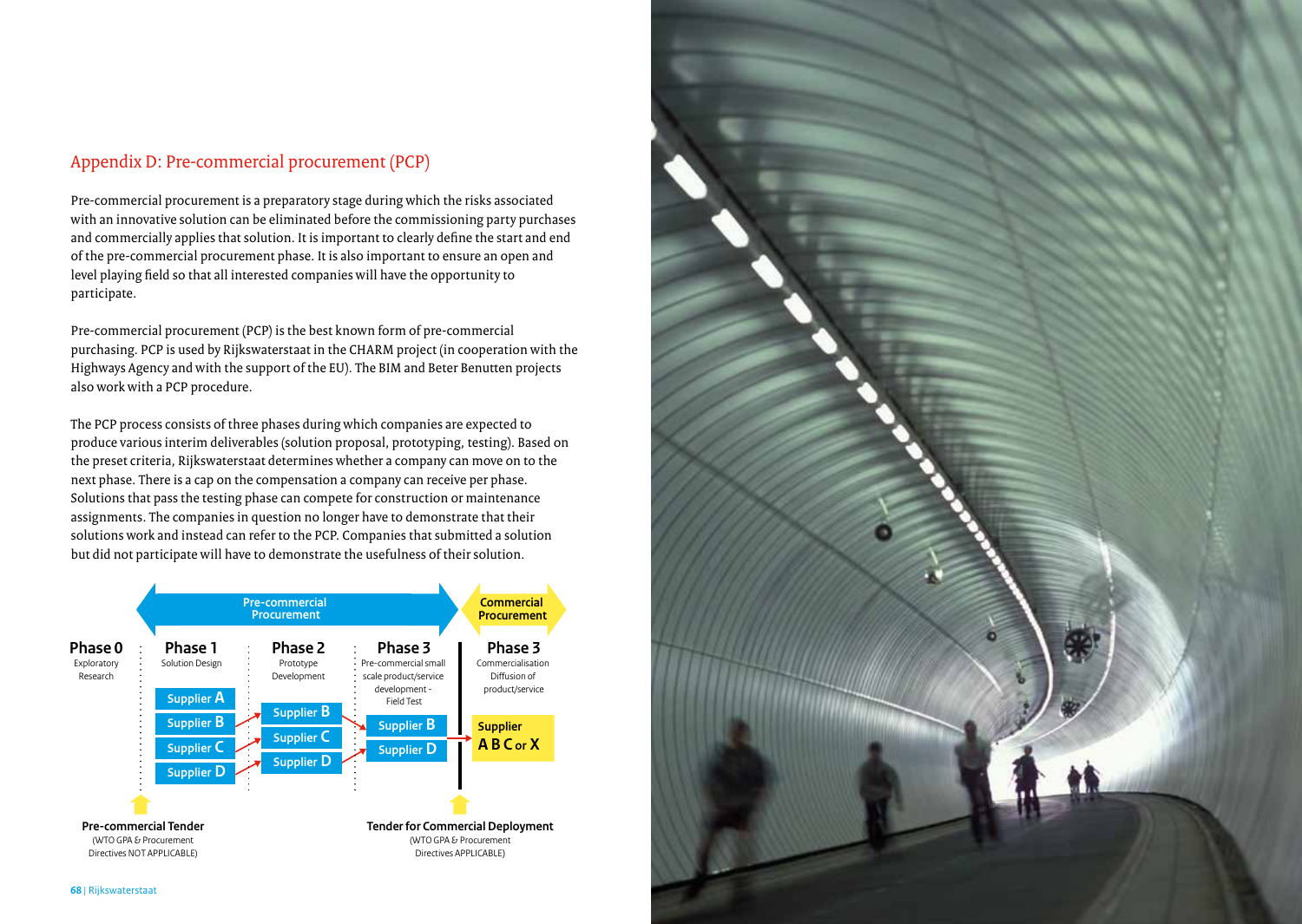## Appendix D: Pre-commercial procurement (PCP)

Pre-commercial procurement is a preparatory stage during which the risks associated with an innovative solution can be eliminated before the commissioning party purchases and commercially applies that solution. It is important to clearly define the start and end of the pre-commercial procurement phase. It is also important to ensure an open and level playing field so that all interested companies will have the opportunity to participate.

Pre-commercial procurement (PCP) is the best known form of pre-commercial purchasing. PCP is used by Rijkswaterstaat in the CHARM project (in cooperation with the Highways Agency and with the support of the EU). The BIM and Beter Benutten projects also work with a PCP procedure.

The PCP process consists of three phases during which companies are expected to produce various interim deliverables (solution proposal, prototyping, testing). Based on the preset criteria, Rijkswaterstaat determines whether a company can move on to the next phase. There is a cap on the compensation a company can receive per phase. Solutions that pass the testing phase can compete for construction or maintenance assignments. The companies in question no longer have to demonstrate that their solutions work and instead can refer to the PCP. Companies that submitted a solution but did not participate will have to demonstrate the usefulness of their solution.

| Pre-commercial Procurement | | | | Commercial Procurement |
|---|---|---|---|---|
| **Phase 0** Exploratory Research | **Phase 1** Solution Design | **Phase 2** Prototype Development | **Phase 3** Pre-commercial small scale product/service development - Field Test | **Phase 3** Commercialisation Diffusion of product/service |
| | Supplier A | | | |
| | Supplier B | Supplier B | Supplier B | Supplier A B C or X |
| | Supplier C | Supplier C | Supplier D | |
| | Supplier D | Supplier D | | |

**Pre-commercial Tender** (WTO GPA & Procurement Directives NOT APPLICABLE)

**Tender for Commercial Deployment** (WTO GPA & Procurement Directives APPLICABLE)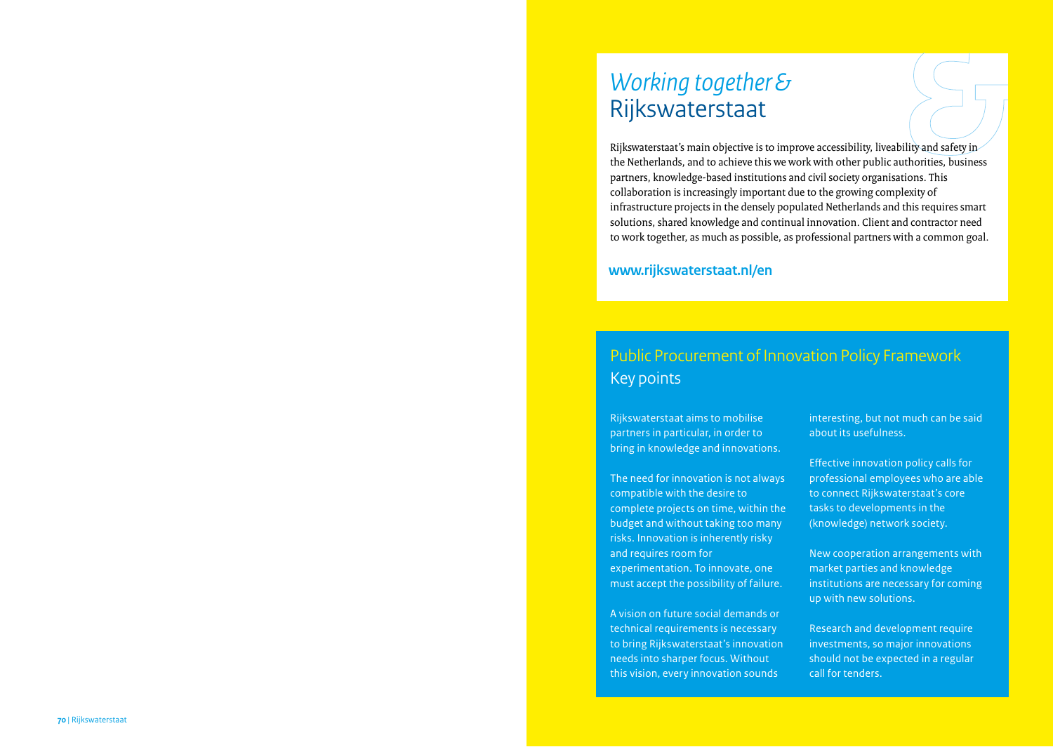# *Working together &* Rijkswaterstaat

Rijkswaterstaat's main objective is to improve accessibility, liveability and safety in the Netherlands, and to achieve this we work with other public authorities, business partners, knowledge-based institutions and civil society organisations. This collaboration is increasingly important due to the growing complexity of infrastructure projects in the densely populated Netherlands and this requires smart solutions, shared knowledge and continual innovation. Client and contractor need to work together, as much as possible, as professional partners with a common goal.

**www.rijkswaterstaat.nl/en**

## Public Procurement of Innovation Policy Framework Key points

Rijkswaterstaat aims to mobilise partners in particular, in order to bring in knowledge and innovations.

The need for innovation is not always compatible with the desire to complete projects on time, within the budget and without taking too many risks. Innovation is inherently risky and requires room for experimentation. To innovate, one must accept the possibility of failure.

A vision on future social demands or technical requirements is necessary to bring Rijkswaterstaat's innovation needs into sharper focus. Without this vision, every innovation sounds interesting, but not much can be said about its usefulness.

Effective innovation policy calls for professional employees who are able to connect Rijkswaterstaat's core tasks to developments in the (knowledge) network society.

New cooperation arrangements with market parties and knowledge institutions are necessary for coming up with new solutions.

Research and development require investments, so major innovations should not be expected in a regular call for tenders.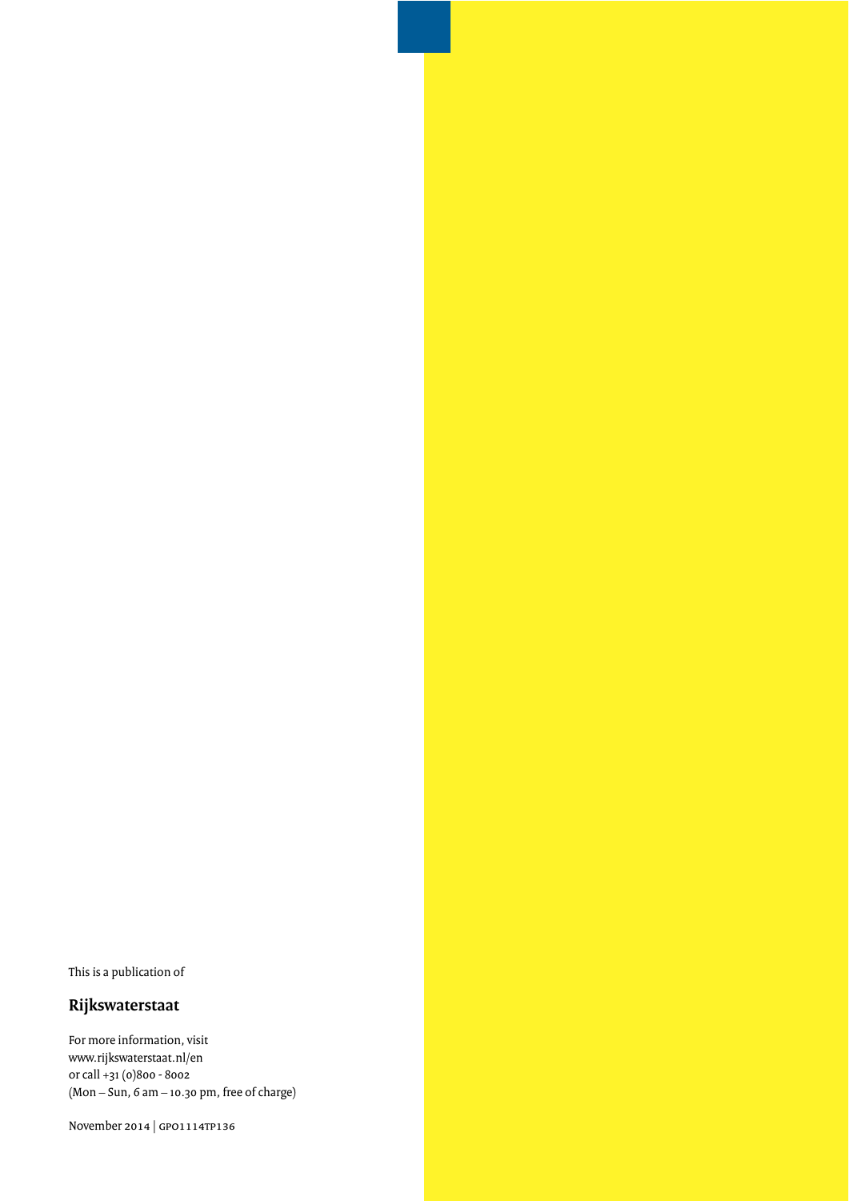This is a publication of

**Rijkswaterstaat**

For more information, visit
www.rijkswaterstaat.nl/en
or call +31 (0)800 - 8002
(Mon – Sun, 6 am – 10.30 pm, free of charge)

November 2014 | GPO1114TP136